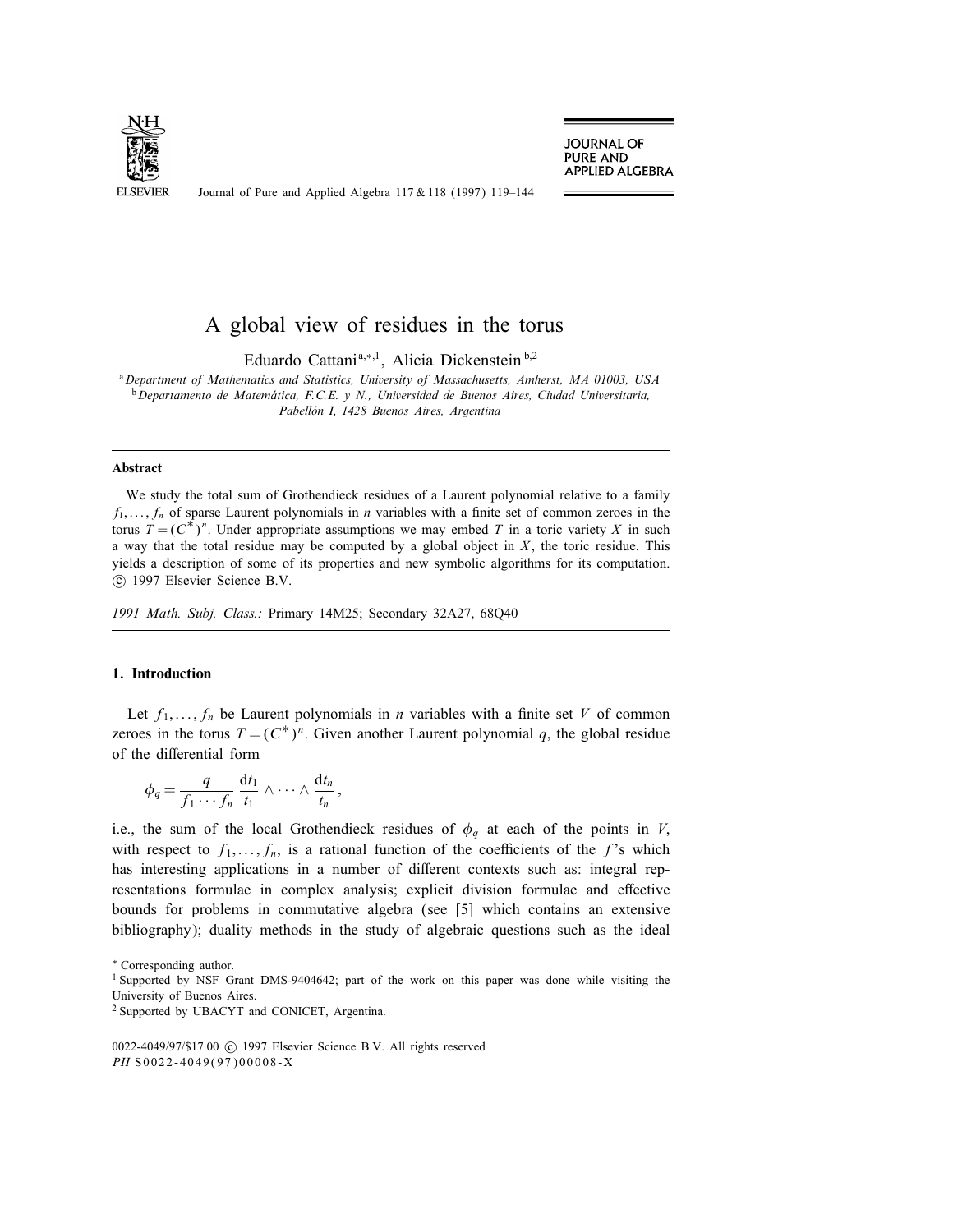# A global view of residues in the torus

Eduardo Cattani [a,*,1], Alicia Dickenstein [b,2]

[a] *Department of Mathematics and Statistics, University of Massachusetts, Amherst, MA 01003, USA*
[b] *Departamento de Matemática, F.C.E. y N., Universidad de Buenos Aires, Ciudad Universitaria, Pabellón I, 1428 Buenos Aires, Argentina*

---

**Abstract**

We study the total sum of Grothendieck residues of a Laurent polynomial relative to a family $f_1, \ldots, f_n$ of sparse Laurent polynomials in $n$ variables with a finite set of common zeroes in the torus $T = (C^*)^n$. Under appropriate assumptions we may embed $T$ in a toric variety $X$ in such a way that the total residue may be computed by a global object in $X$, the toric residue. This yields a description of some of its properties and new symbolic algorithms for its computation. © 1997 Elsevier Science B.V.

*1991 Math. Subj. Class.:* Primary 14M25; Secondary 32A27, 68Q40

---

## 1. Introduction

Let $f_1, \ldots, f_n$ be Laurent polynomials in $n$ variables with a finite set $V$ of common zeroes in the torus $T = (C^*)^n$. Given another Laurent polynomial $q$, the global residue of the differential form

$$\phi_q = \frac{q}{f_1 \cdots f_n} \frac{\mathrm{d}t_1}{t_1} \wedge \cdots \wedge \frac{\mathrm{d}t_n}{t_n},$$

i.e., the sum of the local Grothendieck residues of $\phi_q$ at each of the points in $V$, with respect to $f_1, \ldots, f_n$, is a rational function of the coefficients of the $f$'s which has interesting applications in a number of different contexts such as: integral representations formulae in complex analysis; explicit division formulae and effective bounds for problems in commutative algebra (see [5] which contains an extensive bibliography); duality methods in the study of algebraic questions such as the ideal

---

* Corresponding author.

[1] Supported by NSF Grant DMS-9404642; part of the work on this paper was done while visiting the University of Buenos Aires.

[2] Supported by UBACYT and CONICET, Argentina.

0022-4049/97/$17.00 © 1997 Elsevier Science B.V. All rights reserved
*PII* S0022-4049(97)00008-X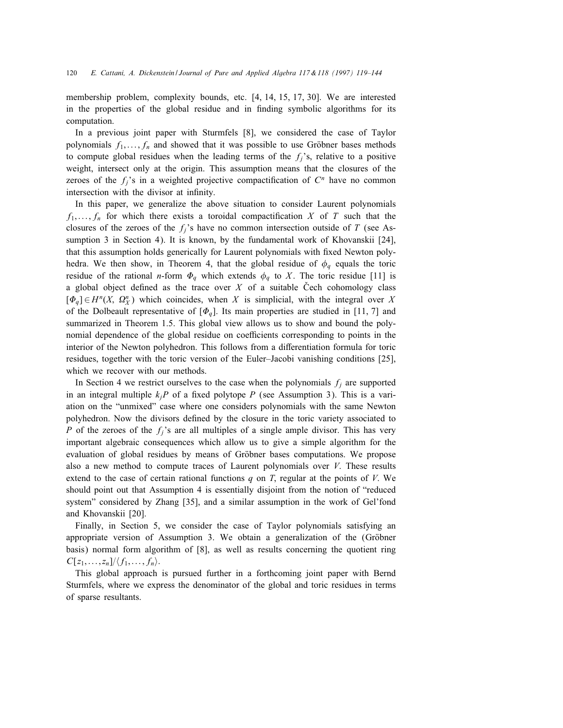membership problem, complexity bounds, etc. [4, 14, 15, 17, 30]. We are interested in the properties of the global residue and in finding symbolic algorithms for its computation.

In a previous joint paper with Sturmfels [8], we considered the case of Taylor polynomials $f_1, \ldots, f_n$ and showed that it was possible to use Gröbner bases methods to compute global residues when the leading terms of the $f_j$'s, relative to a positive weight, intersect only at the origin. This assumption means that the closures of the zeroes of the $f_j$'s in a weighted projective compactification of $C^n$ have no common intersection with the divisor at infinity.

In this paper, we generalize the above situation to consider Laurent polynomials $f_1, \ldots, f_n$ for which there exists a toroidal compactification $X$ of $T$ such that the closures of the zeroes of the $f_j$'s have no common intersection outside of $T$ (see Assumption 3 in Section 4). It is known, by the fundamental work of Khovanskii [24], that this assumption holds generically for Laurent polynomials with fixed Newton polyhedra. We then show, in Theorem 4, that the global residue of $\phi_q$ equals the toric residue of the rational $n$-form $\Phi_q$ which extends $\phi_q$ to $X$. The toric residue [11] is a global object defined as the trace over $X$ of a suitable Čech cohomology class $[\Phi_q] \in H^n(X, \Omega_X^n)$ which coincides, when $X$ is simplicial, with the integral over $X$ of the Dolbeault representative of $[\Phi_q]$. Its main properties are studied in [11, 7] and summarized in Theorem 1.5. This global view allows us to show and bound the polynomial dependence of the global residue on coefficients corresponding to points in the interior of the Newton polyhedron. This follows from a differentiation formula for toric residues, together with the toric version of the Euler–Jacobi vanishing conditions [25], which we recover with our methods.

In Section 4 we restrict ourselves to the case when the polynomials $f_j$ are supported in an integral multiple $k_j P$ of a fixed polytope $P$ (see Assumption 3). This is a variation on the "unmixed" case where one considers polynomials with the same Newton polyhedron. Now the divisors defined by the closure in the toric variety associated to $P$ of the zeroes of the $f_j$'s are all multiples of a single ample divisor. This has very important algebraic consequences which allow us to give a simple algorithm for the evaluation of global residues by means of Gröbner bases computations. We propose also a new method to compute traces of Laurent polynomials over $V$. These results extend to the case of certain rational functions $q$ on $T$, regular at the points of $V$. We should point out that Assumption 4 is essentially disjoint from the notion of "reduced system" considered by Zhang [35], and a similar assumption in the work of Gel'fond and Khovanskii [20].

Finally, in Section 5, we consider the case of Taylor polynomials satisfying an appropriate version of Assumption 3. We obtain a generalization of the (Gröbner basis) normal form algorithm of [8], as well as results concerning the quotient ring $C[z_1, \ldots, z_n]/\langle f_1, \ldots, f_n \rangle$.

This global approach is pursued further in a forthcoming joint paper with Bernd Sturmfels, where we express the denominator of the global and toric residues in terms of sparse resultants.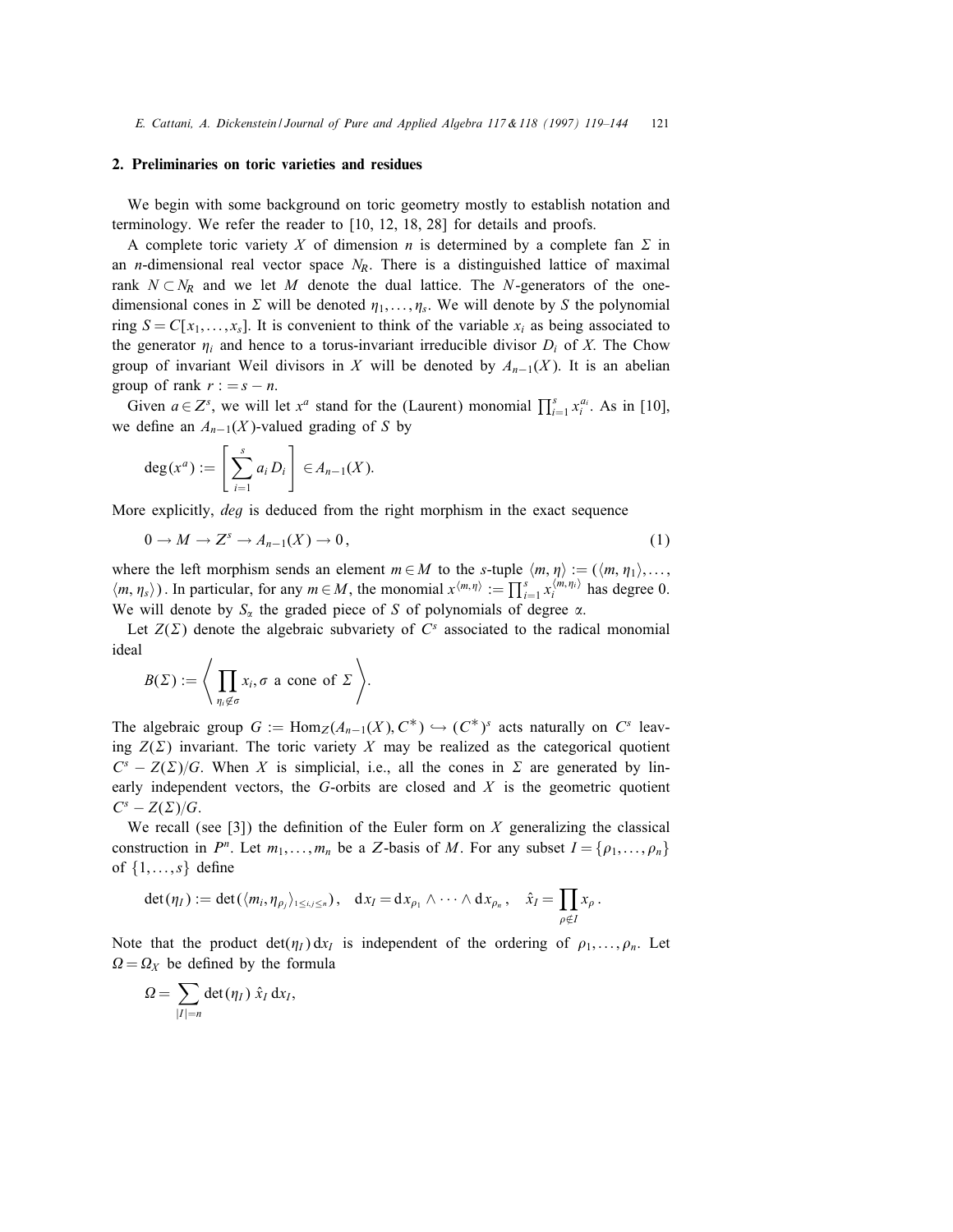## 2. Preliminaries on toric varieties and residues

We begin with some background on toric geometry mostly to establish notation and terminology. We refer the reader to [10, 12, 18, 28] for details and proofs.

A complete toric variety $X$ of dimension $n$ is determined by a complete fan $\Sigma$ in an $n$-dimensional real vector space $N_R$. There is a distinguished lattice of maximal rank $N \subset N_R$ and we let $M$ denote the dual lattice. The $N$-generators of the one-dimensional cones in $\Sigma$ will be denoted $\eta_1, \ldots, \eta_s$. We will denote by $S$ the polynomial ring $S = C[x_1, \ldots, x_s]$. It is convenient to think of the variable $x_i$ as being associated to the generator $\eta_i$ and hence to a torus-invariant irreducible divisor $D_i$ of $X$. The Chow group of invariant Weil divisors in $X$ will be denoted by $A_{n-1}(X)$. It is an abelian group of rank $r := s - n$.

Given $a \in Z^s$, we will let $x^a$ stand for the (Laurent) monomial $\prod_{i=1}^s x_i^{a_i}$. As in [10], we define an $A_{n-1}(X)$-valued grading of $S$ by

$$\deg(x^a) := \left[ \sum_{i=1}^s a_i D_i \right] \in A_{n-1}(X).$$

More explicitly, *deg* is deduced from the right morphism in the exact sequence

$$0 \to M \to Z^s \to A_{n-1}(X) \to 0, \tag{1}$$

where the left morphism sends an element $m \in M$ to the $s$-tuple $\langle m, \eta \rangle := (\langle m, \eta_1 \rangle, \ldots, \langle m, \eta_s \rangle)$. In particular, for any $m \in M$, the monomial $x^{\langle m, \eta \rangle} := \prod_{i=1}^s x_i^{\langle m, \eta_i \rangle}$ has degree 0. We will denote by $S_\alpha$ the graded piece of $S$ of polynomials of degree $\alpha$.

Let $Z(\Sigma)$ denote the algebraic subvariety of $C^s$ associated to the radical monomial ideal

$$B(\Sigma) := \left\langle \prod_{\eta_i \notin \sigma} x_i, \sigma \text{ a cone of } \Sigma \right\rangle.$$

The algebraic group $G := \mathrm{Hom}_Z(A_{n-1}(X), C^*) \hookrightarrow (C^*)^s$ acts naturally on $C^s$ leaving $Z(\Sigma)$ invariant. The toric variety $X$ may be realized as the categorical quotient $C^s - Z(\Sigma)/G$. When $X$ is simplicial, i.e., all the cones in $\Sigma$ are generated by linearly independent vectors, the $G$-orbits are closed and $X$ is the geometric quotient $C^s - Z(\Sigma)/G$.

We recall (see [3]) the definition of the Euler form on $X$ generalizing the classical construction in $P^n$. Let $m_1, \ldots, m_n$ be a $Z$-basis of $M$. For any subset $I = \{\rho_1, \ldots, \rho_n\}$ of $\{1, \ldots, s\}$ define

$$\det(\eta_I) := \det(\langle m_i, \eta_{\rho_j} \rangle_{1 \le i,j \le n}), \quad \mathrm{d}x_I = \mathrm{d}x_{\rho_1} \wedge \cdots \wedge \mathrm{d}x_{\rho_n}, \quad \hat{x}_I = \prod_{\rho \notin I} x_\rho.$$

Note that the product $\det(\eta_I)\,\mathrm{d}x_I$ is independent of the ordering of $\rho_1, \ldots, \rho_n$. Let $\Omega = \Omega_X$ be defined by the formula

$$\Omega = \sum_{|I|=n} \det(\eta_I)\, \hat{x}_I \,\mathrm{d}x_I,$$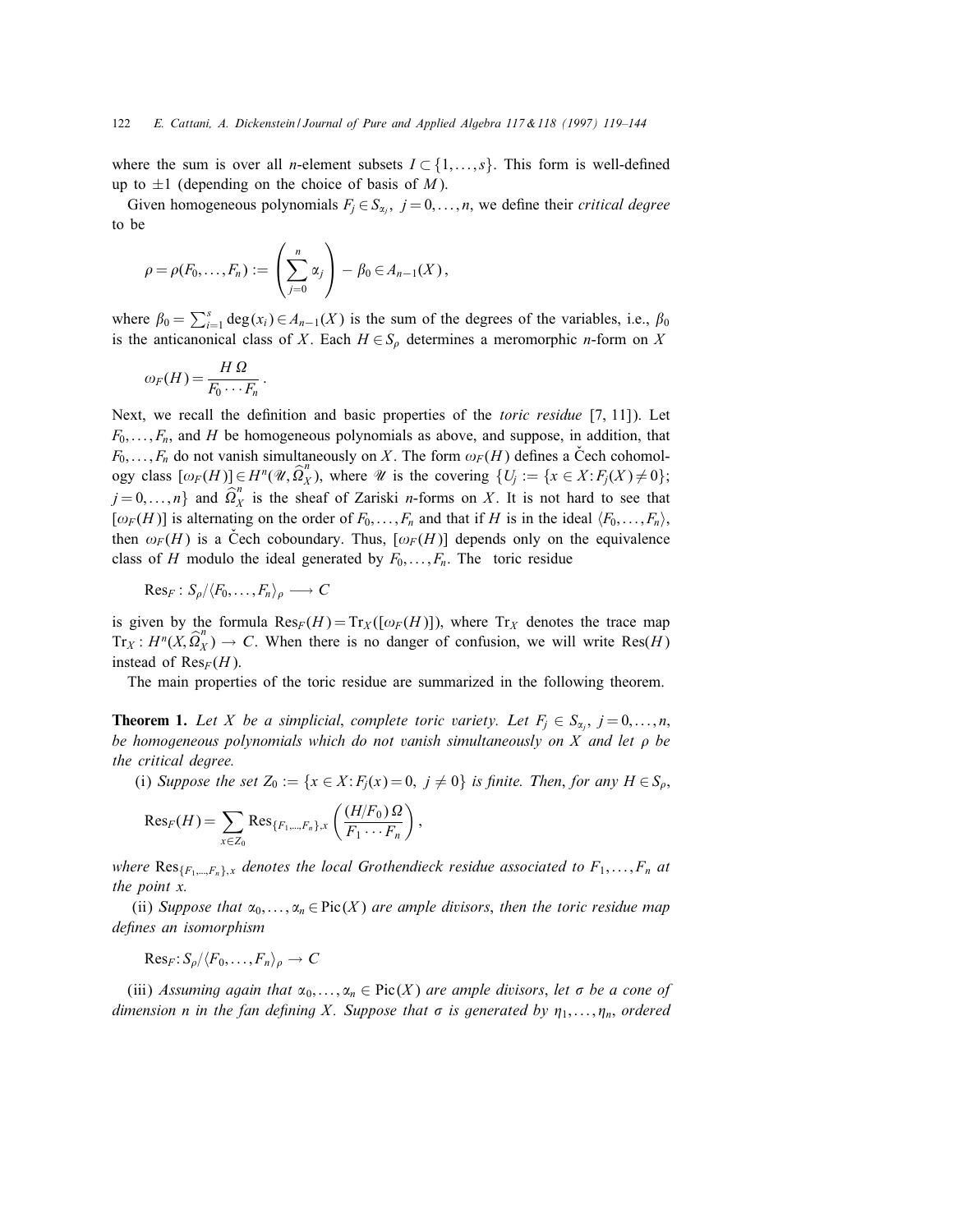where the sum is over all $n$-element subsets $I \subset \{1, \ldots, s\}$. This form is well-defined up to $\pm 1$ (depending on the choice of basis of $M$).

Given homogeneous polynomials $F_j \in S_{\alpha_j}$, $j = 0, \ldots, n$, we define their *critical degree* to be

$$\rho = \rho(F_0, \ldots, F_n) := \left( \sum_{j=0}^{n} \alpha_j \right) - \beta_0 \in A_{n-1}(X) ,$$

where $\beta_0 = \sum_{i=1}^{s} \deg(x_i) \in A_{n-1}(X)$ is the sum of the degrees of the variables, i.e., $\beta_0$ is the anticanonical class of $X$. Each $H \in S_\rho$ determines a meromorphic $n$-form on $X$

$$\omega_F(H) = \frac{H\, \Omega}{F_0 \cdots F_n} .$$

Next, we recall the definition and basic properties of the *toric residue* [7, 11]). Let $F_0, \ldots, F_n$, and $H$ be homogeneous polynomials as above, and suppose, in addition, that $F_0, \ldots, F_n$ do not vanish simultaneously on $X$. The form $\omega_F(H)$ defines a Čech cohomology class $[\omega_F(H)] \in H^n(\mathscr{U}, \widehat{\Omega}^n_X)$, where $\mathscr{U}$ is the covering $\{U_j := \{x \in X : F_j(X) \neq 0\}$; $j = 0, \ldots, n\}$ and $\widehat{\Omega}^n_X$ is the sheaf of Zariski $n$-forms on $X$. It is not hard to see that $[\omega_F(H)]$ is alternating on the order of $F_0, \ldots, F_n$ and that if $H$ is in the ideal $\langle F_0, \ldots, F_n \rangle$, then $\omega_F(H)$ is a Čech coboundary. Thus, $[\omega_F(H)]$ depends only on the equivalence class of $H$ modulo the ideal generated by $F_0, \ldots, F_n$. The toric residue

$$\mathrm{Res}_F : S_\rho / \langle F_0, \ldots, F_n \rangle_\rho \longrightarrow C$$

is given by the formula $\mathrm{Res}_F(H) = \mathrm{Tr}_X([\omega_F(H)])$, where $\mathrm{Tr}_X$ denotes the trace map $\mathrm{Tr}_X : H^n(X, \widehat{\Omega}^n_X) \to C$. When there is no danger of confusion, we will write $\mathrm{Res}(H)$ instead of $\mathrm{Res}_F(H)$.

The main properties of the toric residue are summarized in the following theorem.

**Theorem 1.** *Let $X$ be a simplicial, complete toric variety. Let $F_j \in S_{\alpha_j}$, $j = 0, \ldots, n$, be homogeneous polynomials which do not vanish simultaneously on $X$ and let $\rho$ be the critical degree.*

(i) *Suppose the set $Z_0 := \{x \in X : F_j(x) = 0,\ j \neq 0\}$ is finite. Then, for any $H \in S_\rho$,*

$$\mathrm{Res}_F(H) = \sum_{x \in Z_0} \mathrm{Res}_{\{F_1, \ldots, F_n\}, x} \left( \frac{(H/F_0)\, \Omega}{F_1 \cdots F_n} \right) ,$$

*where $\mathrm{Res}_{\{F_1, \ldots, F_n\}, x}$ denotes the local Grothendieck residue associated to $F_1, \ldots, F_n$ at the point $x$.*

(ii) *Suppose that $\alpha_0, \ldots, \alpha_n \in \mathrm{Pic}(X)$ are ample divisors, then the toric residue map defines an isomorphism*

$$\mathrm{Res}_F : S_\rho / \langle F_0, \ldots, F_n \rangle_\rho \to C$$

(iii) *Assuming again that $\alpha_0, \ldots, \alpha_n \in \mathrm{Pic}(X)$ are ample divisors, let $\sigma$ be a cone of dimension $n$ in the fan defining $X$. Suppose that $\sigma$ is generated by $\eta_1, \ldots, \eta_n$, ordered*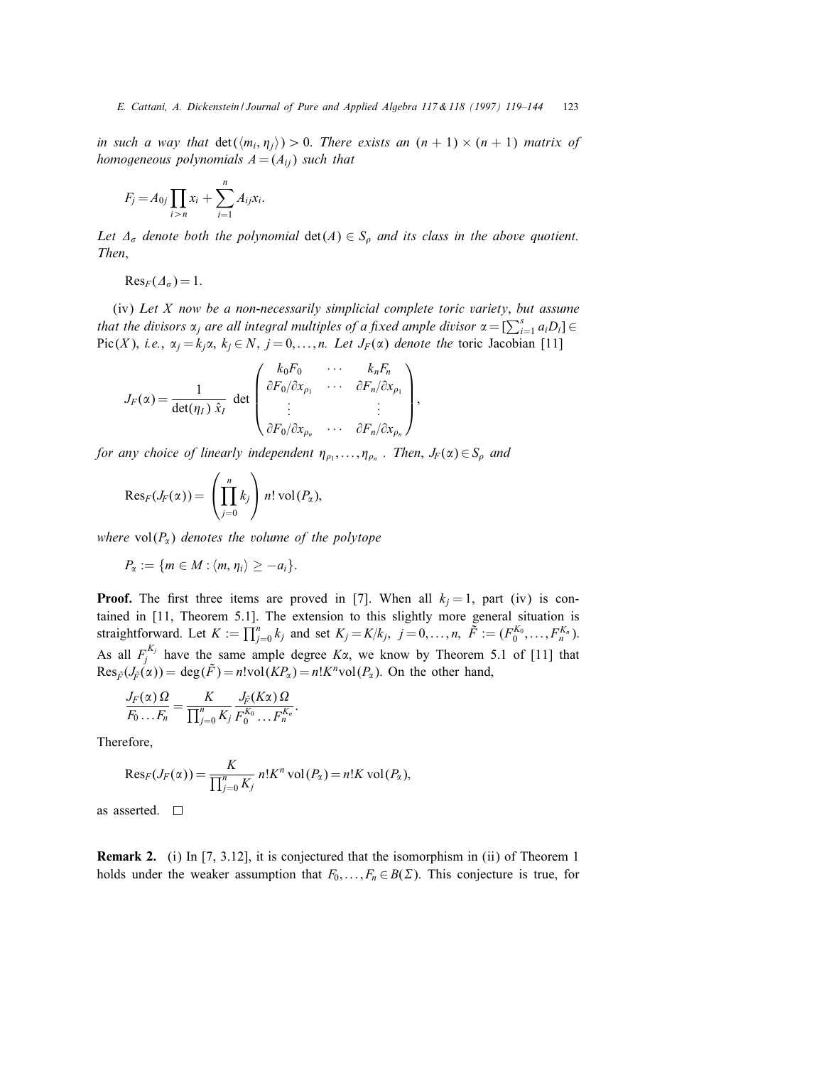*in such a way that* $\det(\langle m_i, \eta_j\rangle) > 0$. *There exists an* $(n+1)\times(n+1)$ *matrix of homogeneous polynomials* $A = (A_{ij})$ *such that*

$$F_j = A_{0j}\prod_{i>n} x_i + \sum_{i=1}^{n} A_{ij} x_i.$$

*Let* $\Delta_\sigma$ *denote both the polynomial* $\det(A) \in S_\rho$ *and its class in the above quotient. Then,*

$$\mathrm{Res}_F(\Delta_\sigma) = 1.$$

(iv) *Let* $X$ *now be a non-necessarily simplicial complete toric variety, but assume that the divisors* $\alpha_j$ *are all integral multiples of a fixed ample divisor* $\alpha = [\sum_{i=1}^{s} a_i D_i] \in \mathrm{Pic}(X)$, *i.e.,* $\alpha_j = k_j\alpha$, $k_j \in N$, $j = 0,\dots,n$. *Let* $J_F(\alpha)$ *denote the* toric Jacobian [11]

$$J_F(\alpha) = \frac{1}{\det(\eta_I)\ \hat{x}_I}\ \det\begin{pmatrix} k_0F_0 & \cdots & k_nF_n \\ \partial F_0/\partial x_{\rho_1} & \cdots & \partial F_n/\partial x_{\rho_1} \\ \vdots & & \vdots \\ \partial F_0/\partial x_{\rho_n} & \cdots & \partial F_n/\partial x_{\rho_n} \end{pmatrix},$$

*for any choice of linearly independent* $\eta_{\rho_1},\dots,\eta_{\rho_n}$ . *Then,* $J_F(\alpha) \in S_\rho$ *and*

$$\mathrm{Res}_F(J_F(\alpha)) = \left(\prod_{j=0}^{n} k_j\right) n!\,\mathrm{vol}(P_\alpha),$$

*where* $\mathrm{vol}(P_\alpha)$ *denotes the volume of the polytope*

$$P_\alpha := \{m \in M : \langle m, \eta_i\rangle \geq -a_i\}.$$

**Proof.** The first three items are proved in [7]. When all $k_j = 1$, part (iv) is contained in [11, Theorem 5.1]. The extension to this slightly more general situation is straightforward. Let $K := \prod_{j=0}^{n} k_j$ and set $K_j = K/k_j$, $j = 0,\dots,n$, $\tilde{F} := (F_0^{K_0},\dots,F_n^{K_n})$. As all $F_j^{K_j}$ have the same ample degree $K\alpha$, we know by Theorem 5.1 of [11] that $\mathrm{Res}_{\tilde{F}}(J_{\tilde{F}}(\alpha)) = \deg(\tilde{F}) = n!\mathrm{vol}(KP_\alpha) = n!K^n\mathrm{vol}(P_\alpha)$. On the other hand,

$$\frac{J_F(\alpha)\,\Omega}{F_0\dots F_n} = \frac{K}{\prod_{j=0}^{n} K_j}\,\frac{J_{\tilde{F}}(K\alpha)\,\Omega}{F_0^{K_0}\dots F_n^{K_n}}.$$

Therefore,

$$\mathrm{Res}_F(J_F(\alpha)) = \frac{K}{\prod_{j=0}^{n} K_j}\, n!K^n\,\mathrm{vol}(P_\alpha) = n!K\,\mathrm{vol}(P_\alpha),$$

as asserted. □

**Remark 2.** (i) In [7, 3.12], it is conjectured that the isomorphism in (ii) of Theorem 1 holds under the weaker assumption that $F_0,\dots,F_n \in B(\Sigma)$. This conjecture is true, for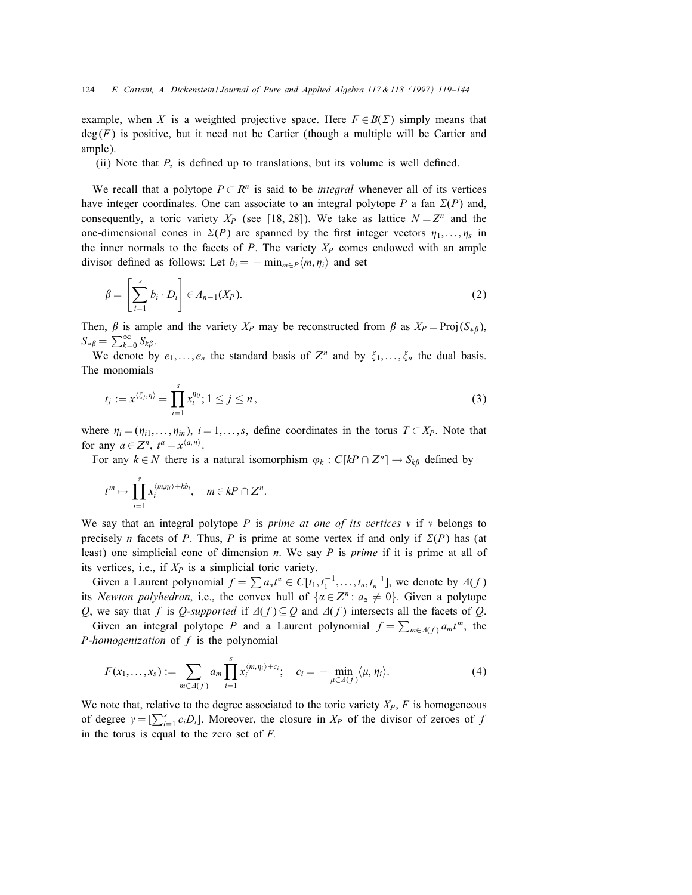example, when $X$ is a weighted projective space. Here $F \in B(\Sigma)$ simply means that $\deg(F)$ is positive, but it need not be Cartier (though a multiple will be Cartier and ample).

(ii) Note that $P_\alpha$ is defined up to translations, but its volume is well defined.

We recall that a polytope $P \subset R^n$ is said to be *integral* whenever all of its vertices have integer coordinates. One can associate to an integral polytope $P$ a fan $\Sigma(P)$ and, consequently, a toric variety $X_P$ (see [18, 28]). We take as lattice $N = Z^n$ and the one-dimensional cones in $\Sigma(P)$ are spanned by the first integer vectors $\eta_1, \ldots, \eta_s$ in the inner normals to the facets of $P$. The variety $X_P$ comes endowed with an ample divisor defined as follows: Let $b_i = -\min_{m \in P}\langle m, \eta_i \rangle$ and set

$$\beta = \left[\sum_{i=1}^{s} b_i \cdot D_i\right] \in A_{n-1}(X_P). \tag{2}$$

Then, $\beta$ is ample and the variety $X_P$ may be reconstructed from $\beta$ as $X_P = \mathrm{Proj}(S_{*\beta})$, $S_{*\beta} = \sum_{k=0}^{\infty} S_{k\beta}$.

We denote by $e_1, \ldots, e_n$ the standard basis of $Z^n$ and by $\xi_1, \ldots, \xi_n$ the dual basis. The monomials

$$t_j := x^{\langle \xi_j, \eta \rangle} = \prod_{i=1}^{s} x_i^{\eta_{ij}}; \; 1 \le j \le n, \tag{3}$$

where $\eta_i = (\eta_{i1}, \ldots, \eta_{in})$, $i = 1, \ldots, s$, define coordinates in the torus $T \subset X_P$. Note that for any $a \in Z^n$, $t^a = x^{\langle a, \eta \rangle}$.

For any $k \in N$ there is a natural isomorphism $\varphi_k : C[kP \cap Z^n] \to S_{k\beta}$ defined by

$$t^m \mapsto \prod_{i=1}^{s} x_i^{\langle m, \eta_i \rangle + kb_i}, \quad m \in kP \cap Z^n.$$

We say that an integral polytope $P$ is *prime at one of its vertices* $v$ if $v$ belongs to precisely $n$ facets of $P$. Thus, $P$ is prime at some vertex if and only if $\Sigma(P)$ has (at least) one simplicial cone of dimension $n$. We say $P$ is *prime* if it is prime at all of its vertices, i.e., if $X_P$ is a simplicial toric variety.

Given a Laurent polynomial $f = \sum a_\alpha t^\alpha \in C[t_1, t_1^{-1}, \ldots, t_n, t_n^{-1}]$, we denote by $\Delta(f)$ its *Newton polyhedron*, i.e., the convex hull of $\{\alpha \in Z^n : a_\alpha \neq 0\}$. Given a polytope $Q$, we say that $f$ is *Q-supported* if $\Delta(f) \subseteq Q$ and $\Delta(f)$ intersects all the facets of $Q$.

Given an integral polytope $P$ and a Laurent polynomial $f = \sum_{m \in \Delta(f)} a_m t^m$, the *P-homogenization* of $f$ is the polynomial

$$F(x_1, \ldots, x_s) := \sum_{m \in \Delta(f)} a_m \prod_{i=1}^{s} x_i^{\langle m, \eta_i \rangle + c_i}; \quad c_i = -\min_{\mu \in \Delta(f)} \langle \mu, \eta_i \rangle. \tag{4}$$

We note that, relative to the degree associated to the toric variety $X_P$, $F$ is homogeneous of degree $\gamma = [\sum_{i=1}^{s} c_i D_i]$. Moreover, the closure in $X_P$ of the divisor of zeroes of $f$ in the torus is equal to the zero set of $F$.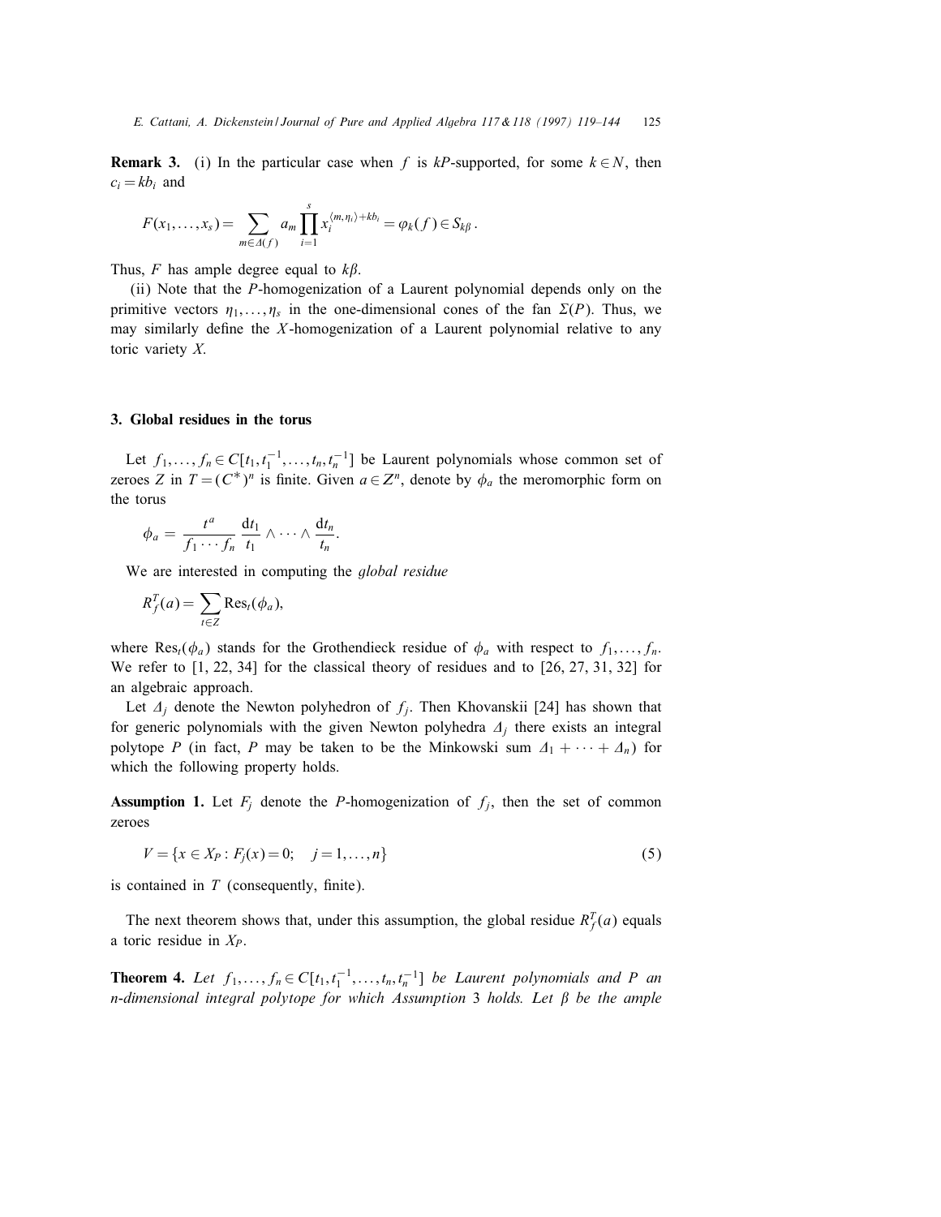**Remark 3.** (i) In the particular case when $f$ is $kP$-supported, for some $k \in N$, then $c_i = kb_i$ and

$$F(x_1, \ldots, x_s) = \sum_{m \in \Delta(f)} a_m \prod_{i=1}^{s} x_i^{\langle m, \eta_i \rangle + kb_i} = \varphi_k(f) \in S_{k\beta}.$$

Thus, $F$ has ample degree equal to $k\beta$.

(ii) Note that the $P$-homogenization of a Laurent polynomial depends only on the primitive vectors $\eta_1, \ldots, \eta_s$ in the one-dimensional cones of the fan $\Sigma(P)$. Thus, we may similarly define the $X$-homogenization of a Laurent polynomial relative to any toric variety $X$.

## 3. Global residues in the torus

Let $f_1, \ldots, f_n \in C[t_1, t_1^{-1}, \ldots, t_n, t_n^{-1}]$ be Laurent polynomials whose common set of zeroes $Z$ in $T = (C^*)^n$ is finite. Given $a \in Z^n$, denote by $\phi_a$ the meromorphic form on the torus

$$\phi_a = \frac{t^a}{f_1 \cdots f_n} \frac{\mathrm{d}t_1}{t_1} \wedge \cdots \wedge \frac{\mathrm{d}t_n}{t_n}.$$

We are interested in computing the *global residue*

$$R_f^T(a) = \sum_{t \in Z} \mathrm{Res}_t(\phi_a),$$

where $\mathrm{Res}_t(\phi_a)$ stands for the Grothendieck residue of $\phi_a$ with respect to $f_1, \ldots, f_n$. We refer to [1, 22, 34] for the classical theory of residues and to [26, 27, 31, 32] for an algebraic approach.

Let $\Delta_j$ denote the Newton polyhedron of $f_j$. Then Khovanskii [24] has shown that for generic polynomials with the given Newton polyhedra $\Delta_j$ there exists an integral polytope $P$ (in fact, $P$ may be taken to be the Minkowski sum $\Delta_1 + \cdots + \Delta_n$) for which the following property holds.

**Assumption 1.** Let $F_j$ denote the $P$-homogenization of $f_j$, then the set of common zeroes

$$V = \{x \in X_P : F_j(x) = 0; \quad j = 1, \ldots, n\} \tag{5}$$

is contained in $T$ (consequently, finite).

The next theorem shows that, under this assumption, the global residue $R_f^T(a)$ equals a toric residue in $X_P$.

**Theorem 4.** *Let $f_1, \ldots, f_n \in C[t_1, t_1^{-1}, \ldots, t_n, t_n^{-1}]$ be Laurent polynomials and $P$ an $n$-dimensional integral polytope for which Assumption 3 holds. Let $\beta$ be the ample*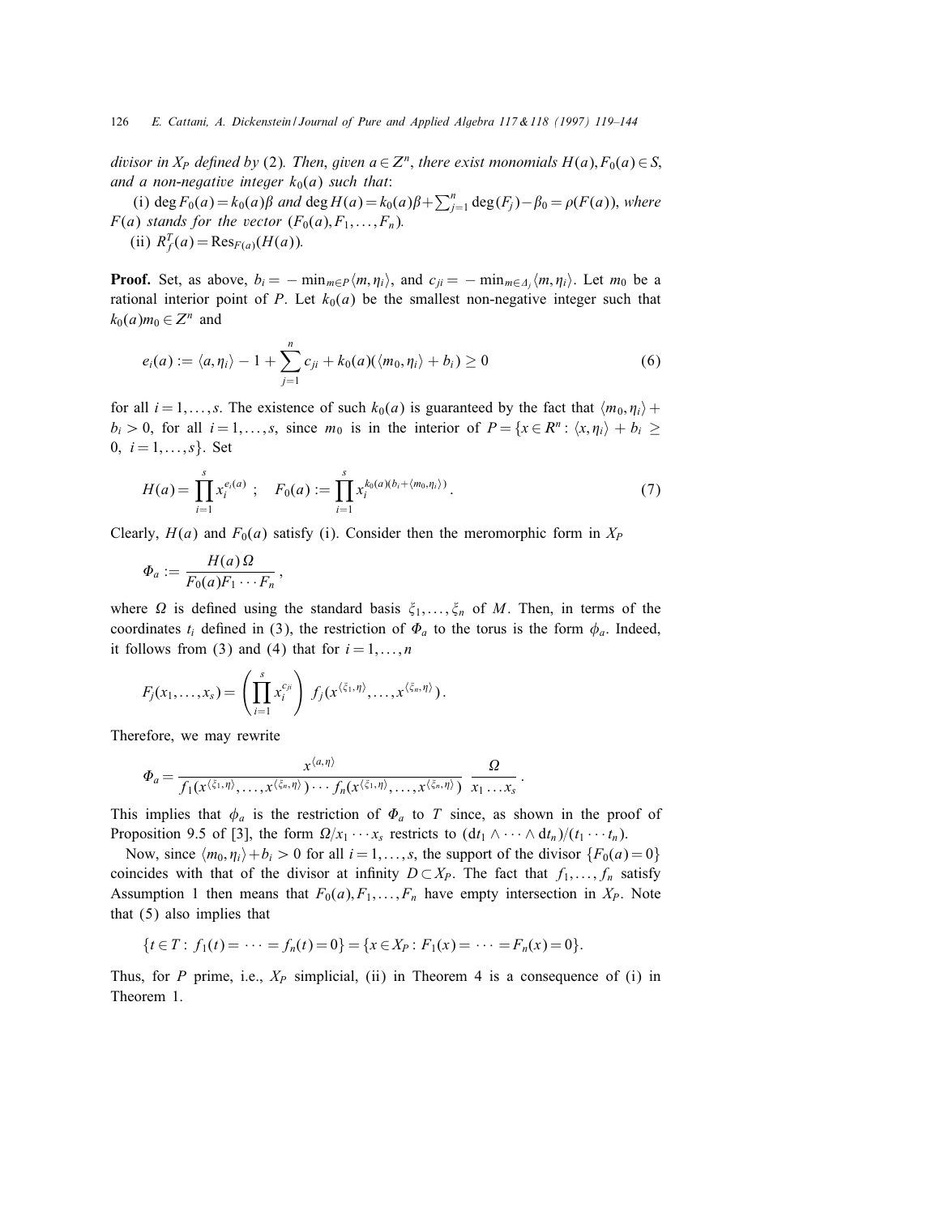*divisor in $X_P$ defined by* (2). *Then, given $a \in Z^n$, there exist monomials $H(a), F_0(a) \in S$, and a non-negative integer $k_0(a)$ such that*:

(i) $\deg F_0(a) = k_0(a)\beta$ *and* $\deg H(a) = k_0(a)\beta + \sum_{j=1}^n \deg(F_j) - \beta_0 = \rho(F(a))$, *where $F(a)$ stands for the vector $(F_0(a), F_1, \ldots, F_n)$.*

(ii) $R_f^T(a) = \operatorname{Res}_{F(a)}(H(a))$.

**Proof.** Set, as above, $b_i = -\min_{m \in P} \langle m, \eta_i \rangle$, and $c_{ji} = -\min_{m \in \Delta_j} \langle m, \eta_i \rangle$. Let $m_0$ be a rational interior point of $P$. Let $k_0(a)$ be the smallest non-negative integer such that $k_0(a) m_0 \in Z^n$ and

$$e_i(a) := \langle a, \eta_i \rangle - 1 + \sum_{j=1}^n c_{ji} + k_0(a)(\langle m_0, \eta_i \rangle + b_i) \geq 0 \tag{6}$$

for all $i = 1, \ldots, s$. The existence of such $k_0(a)$ is guaranteed by the fact that $\langle m_0, \eta_i \rangle + b_i > 0$, for all $i = 1, \ldots, s$, since $m_0$ is in the interior of $P = \{x \in R^n : \langle x, \eta_i \rangle + b_i \geq 0,\ i = 1, \ldots, s\}$. Set

$$H(a) = \prod_{i=1}^s x_i^{e_i(a)} \ ; \quad F_0(a) := \prod_{i=1}^s x_i^{k_0(a)(b_i + \langle m_0, \eta_i \rangle)}. \tag{7}$$

Clearly, $H(a)$ and $F_0(a)$ satisfy (i). Consider then the meromorphic form in $X_P$

$$\Phi_a := \frac{H(a)\, \Omega}{F_0(a) F_1 \cdots F_n},$$

where $\Omega$ is defined using the standard basis $\xi_1, \ldots, \xi_n$ of $M$. Then, in terms of the coordinates $t_i$ defined in (3), the restriction of $\Phi_a$ to the torus is the form $\phi_a$. Indeed, it follows from (3) and (4) that for $i = 1, \ldots, n$

$$F_j(x_1, \ldots, x_s) = \left( \prod_{i=1}^s x_i^{c_{ji}} \right) \ f_j(x^{\langle \xi_1, \eta \rangle}, \ldots, x^{\langle \xi_n, \eta \rangle}).$$

Therefore, we may rewrite

$$\Phi_a = \frac{x^{\langle a, \eta \rangle}}{f_1(x^{\langle \xi_1, \eta \rangle}, \ldots, x^{\langle \xi_n, \eta \rangle}) \cdots f_n(x^{\langle \xi_1, \eta \rangle}, \ldots, x^{\langle \xi_n, \eta \rangle})} \ \frac{\Omega}{x_1 \ldots x_s}.$$

This implies that $\phi_a$ is the restriction of $\Phi_a$ to $T$ since, as shown in the proof of Proposition 9.5 of [3], the form $\Omega / x_1 \cdots x_s$ restricts to $(\mathrm{d}t_1 \wedge \cdots \wedge \mathrm{d}t_n)/(t_1 \cdots t_n)$.

Now, since $\langle m_0, \eta_i \rangle + b_i > 0$ for all $i = 1, \ldots, s$, the support of the divisor $\{F_0(a) = 0\}$ coincides with that of the divisor at infinity $D \subset X_P$. The fact that $f_1, \ldots, f_n$ satisfy Assumption 1 then means that $F_0(a), F_1, \ldots, F_n$ have empty intersection in $X_P$. Note that (5) also implies that

$$\{t \in T : f_1(t) = \cdots = f_n(t) = 0\} = \{x \in X_P : F_1(x) = \cdots = F_n(x) = 0\}.$$

Thus, for $P$ prime, i.e., $X_P$ simplicial, (ii) in Theorem 4 is a consequence of (i) in Theorem 1.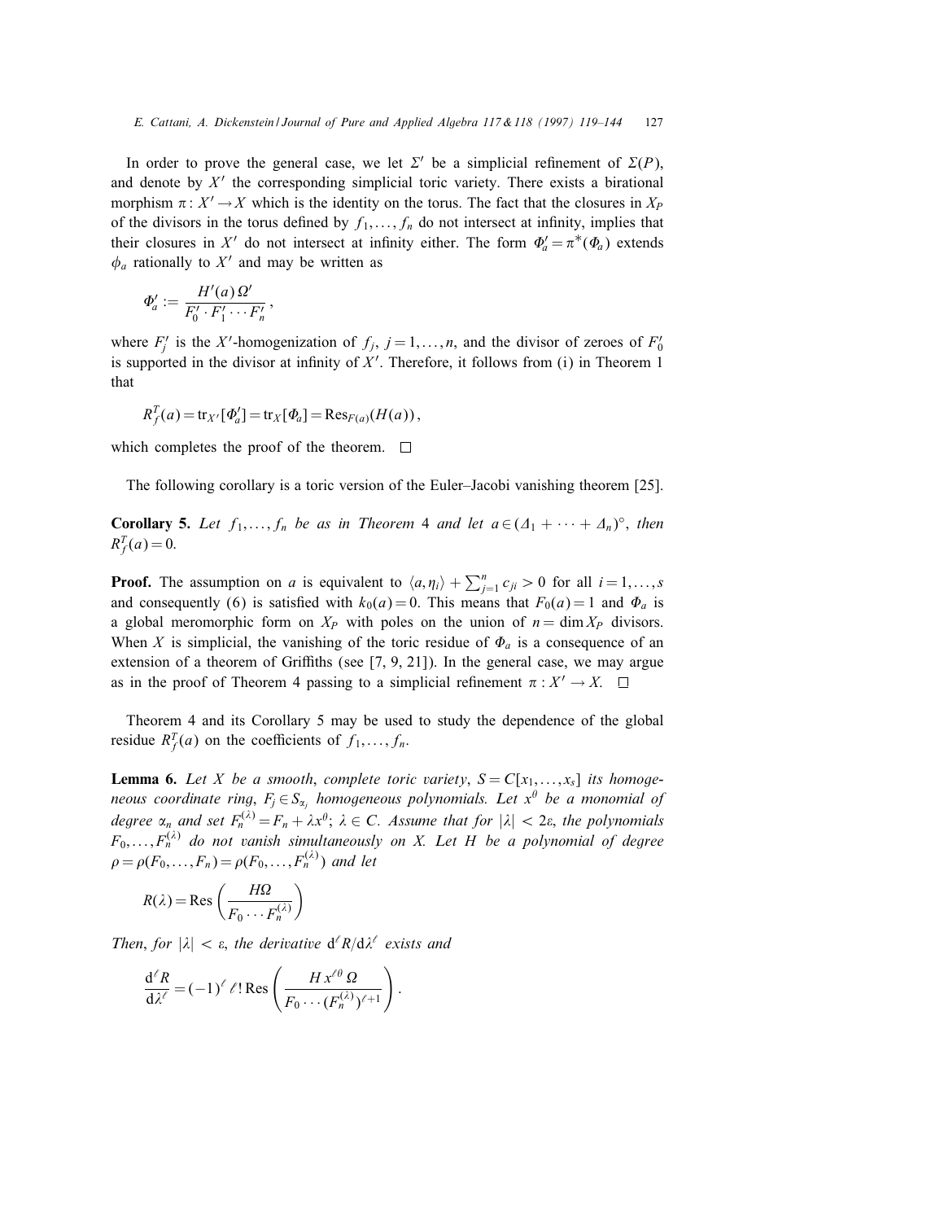In order to prove the general case, we let $\Sigma'$ be a simplicial refinement of $\Sigma(P)$, and denote by $X'$ the corresponding simplicial toric variety. There exists a birational morphism $\pi : X' \to X$ which is the identity on the torus. The fact that the closures in $X_P$ of the divisors in the torus defined by $f_1, \ldots, f_n$ do not intersect at infinity, implies that their closures in $X'$ do not intersect at infinity either. The form $\Phi'_a = \pi^*(\Phi_a)$ extends $\phi_a$ rationally to $X'$ and may be written as

$$\Phi'_a := \frac{H'(a)\,\Omega'}{F'_0 \cdot F'_1 \cdots F'_n},$$

where $F'_j$ is the $X'$-homogenization of $f_j$, $j = 1, \ldots, n$, and the divisor of zeroes of $F'_0$ is supported in the divisor at infinity of $X'$. Therefore, it follows from (i) in Theorem 1 that

$$R^T_f(a) = \mathrm{tr}_{X'}[\Phi'_a] = \mathrm{tr}_X[\Phi_a] = \mathrm{Res}_{F(a)}(H(a)),$$

which completes the proof of the theorem. □

The following corollary is a toric version of the Euler–Jacobi vanishing theorem [25].

**Corollary 5.** *Let $f_1, \ldots, f_n$ be as in Theorem 4 and let $a \in (\Delta_1 + \cdots + \Delta_n)^\circ$, then $R^T_f(a) = 0$.*

**Proof.** The assumption on $a$ is equivalent to $\langle a, \eta_i \rangle + \sum_{j=1}^n c_{ji} > 0$ for all $i = 1, \ldots, s$ and consequently (6) is satisfied with $k_0(a) = 0$. This means that $F_0(a) = 1$ and $\Phi_a$ is a global meromorphic form on $X_P$ with poles on the union of $n = \dim X_P$ divisors. When $X$ is simplicial, the vanishing of the toric residue of $\Phi_a$ is a consequence of an extension of a theorem of Griffiths (see [7, 9, 21]). In the general case, we may argue as in the proof of Theorem 4 passing to a simplicial refinement $\pi : X' \to X$. □

Theorem 4 and its Corollary 5 may be used to study the dependence of the global residue $R^T_f(a)$ on the coefficients of $f_1, \ldots, f_n$.

**Lemma 6.** *Let $X$ be a smooth, complete toric variety, $S = C[x_1, \ldots, x_s]$ its homogeneous coordinate ring, $F_j \in S_{\alpha_j}$ homogeneous polynomials. Let $x^\theta$ be a monomial of degree $\alpha_n$ and set $F_n^{(\lambda)} = F_n + \lambda x^\theta$; $\lambda \in C$. Assume that for $|\lambda| < 2\varepsilon$, the polynomials $F_0, \ldots, F_n^{(\lambda)}$ do not vanish simultaneously on $X$. Let $H$ be a polynomial of degree $\rho = \rho(F_0, \ldots, F_n) = \rho(F_0, \ldots, F_n^{(\lambda)})$ and let*

$$R(\lambda) = \mathrm{Res}\left(\frac{H\Omega}{F_0 \cdots F_n^{(\lambda)}}\right)$$

*Then, for $|\lambda| < \varepsilon$, the derivative $\mathrm{d}^\ell R/\mathrm{d}\lambda^\ell$ exists and*

$$\frac{\mathrm{d}^\ell R}{\mathrm{d}\lambda^\ell} = (-1)^\ell\, \ell!\, \mathrm{Res}\left(\frac{H\, x^{\ell\theta}\, \Omega}{F_0 \cdots (F_n^{(\lambda)})^{\ell+1}}\right).$$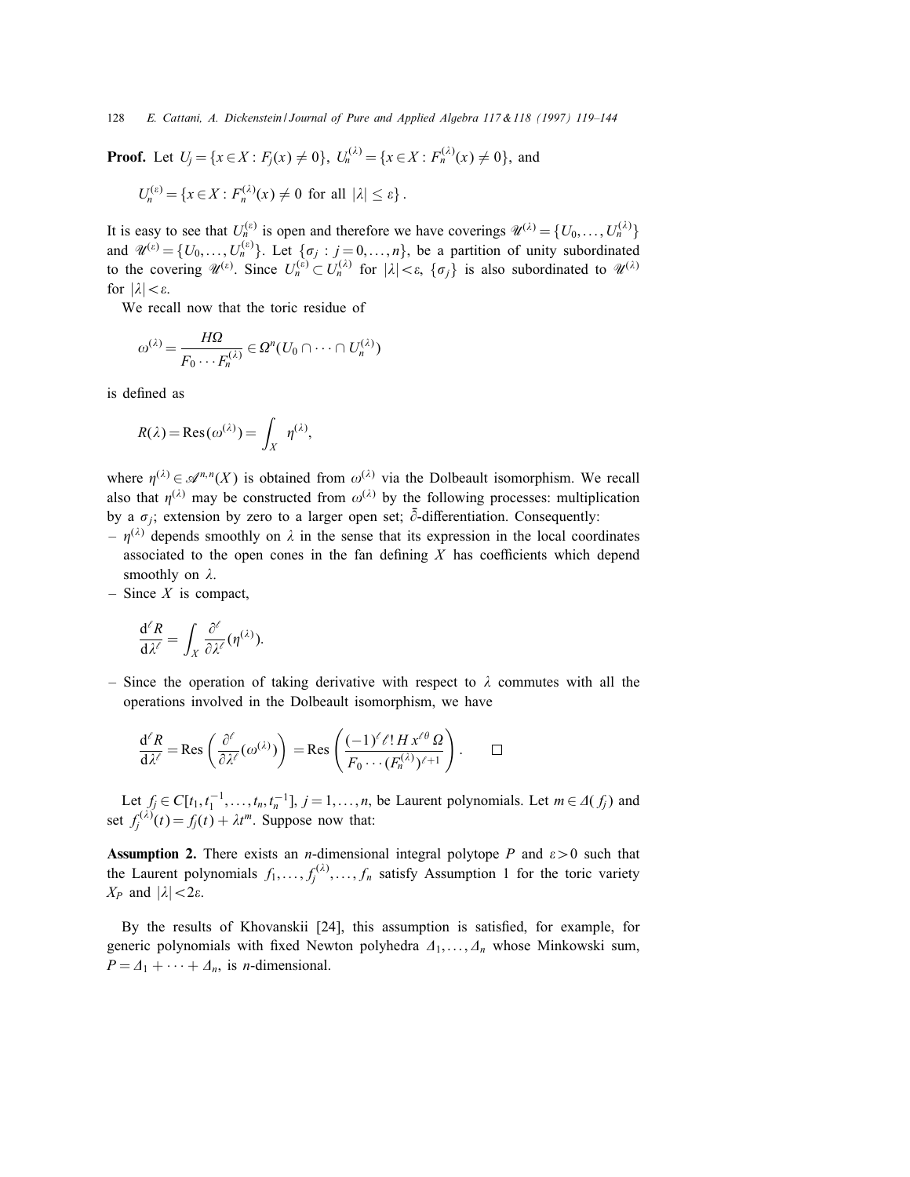**Proof.** Let $U_j = \{x \in X : F_j(x) \neq 0\}$, $U_n^{(\lambda)} = \{x \in X : F_n^{(\lambda)}(x) \neq 0\}$, and

$$U_n^{(\varepsilon)} = \{x \in X : F_n^{(\lambda)}(x) \neq 0 \text{ for all } |\lambda| \leq \varepsilon\}.$$

It is easy to see that $U_n^{(\varepsilon)}$ is open and therefore we have coverings $\mathscr{U}^{(\lambda)} = \{U_0, \ldots, U_n^{(\lambda)}\}$ and $\mathscr{U}^{(\varepsilon)} = \{U_0, \ldots, U_n^{(\varepsilon)}\}$. Let $\{\sigma_j : j = 0, \ldots, n\}$, be a partition of unity subordinated to the covering $\mathscr{U}^{(\varepsilon)}$. Since $U_n^{(\varepsilon)} \subset U_n^{(\lambda)}$ for $|\lambda| < \varepsilon$, $\{\sigma_j\}$ is also subordinated to $\mathscr{U}^{(\lambda)}$ for $|\lambda| < \varepsilon$.

We recall now that the toric residue of

$$\omega^{(\lambda)} = \frac{H\Omega}{F_0 \cdots F_n^{(\lambda)}} \in \Omega^n(U_0 \cap \cdots \cap U_n^{(\lambda)})$$

is defined as

$$R(\lambda) = \operatorname{Res}(\omega^{(\lambda)}) = \int_X \eta^{(\lambda)},$$

where $\eta^{(\lambda)} \in \mathscr{A}^{n,n}(X)$ is obtained from $\omega^{(\lambda)}$ via the Dolbeault isomorphism. We recall also that $\eta^{(\lambda)}$ may be constructed from $\omega^{(\lambda)}$ by the following processes: multiplication by a $\sigma_j$; extension by zero to a larger open set; $\bar{\partial}$-differentiation. Consequently:

- $\eta^{(\lambda)}$ depends smoothly on $\lambda$ in the sense that its expression in the local coordinates associated to the open cones in the fan defining $X$ has coefficients which depend smoothly on $\lambda$.
- Since $X$ is compact,

$$\frac{\mathrm{d}^\ell R}{\mathrm{d}\lambda^\ell} = \int_X \frac{\partial^\ell}{\partial \lambda^\ell}(\eta^{(\lambda)}).$$

- Since the operation of taking derivative with respect to $\lambda$ commutes with all the operations involved in the Dolbeault isomorphism, we have

$$\frac{\mathrm{d}^\ell R}{\mathrm{d}\lambda^\ell} = \operatorname{Res}\left(\frac{\partial^\ell}{\partial \lambda^\ell}(\omega^{(\lambda)})\right) = \operatorname{Res}\left(\frac{(-1)^\ell \ell!\, H\, x^{\ell\theta}\, \Omega}{F_0 \cdots (F_n^{(\lambda)})^{\ell+1}}\right). \qquad \square$$

Let $f_j \in C[t_1, t_1^{-1}, \ldots, t_n, t_n^{-1}]$, $j = 1, \ldots, n$, be Laurent polynomials. Let $m \in \Delta(f_j)$ and set $f_j^{(\lambda)}(t) = f_j(t) + \lambda t^m$. Suppose now that:

**Assumption 2.** There exists an $n$-dimensional integral polytope $P$ and $\varepsilon > 0$ such that the Laurent polynomials $f_1, \ldots, f_j^{(\lambda)}, \ldots, f_n$ satisfy Assumption 1 for the toric variety $X_P$ and $|\lambda| < 2\varepsilon$.

By the results of Khovanskii [24], this assumption is satisfied, for example, for generic polynomials with fixed Newton polyhedra $\Delta_1, \ldots, \Delta_n$ whose Minkowski sum, $P = \Delta_1 + \cdots + \Delta_n$, is $n$-dimensional.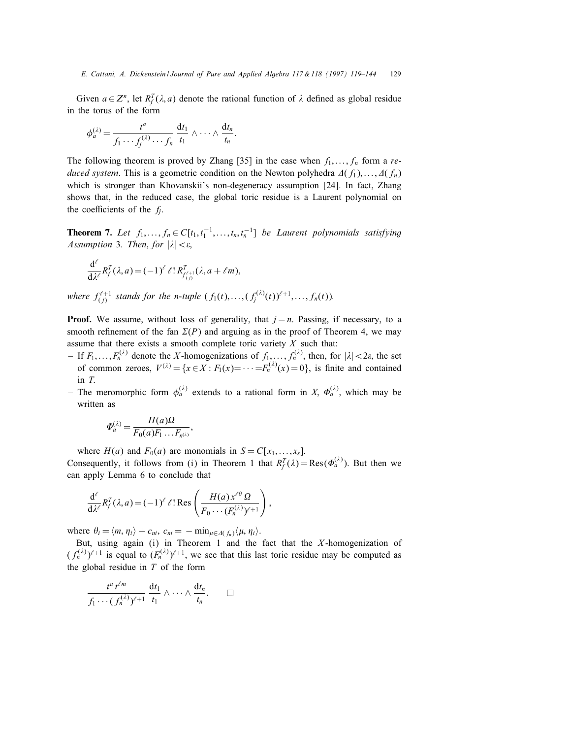Given $a \in Z^n$, let $R_f^T(\lambda, a)$ denote the rational function of $\lambda$ defined as global residue in the torus of the form

$$\phi_a^{(\lambda)} = \frac{t^a}{f_1 \cdots f_j^{(\lambda)} \cdots f_n} \frac{\mathrm{d}t_1}{t_1} \wedge \cdots \wedge \frac{\mathrm{d}t_n}{t_n}.$$

The following theorem is proved by Zhang [35] in the case when $f_1, \ldots, f_n$ form a *reduced system*. This is a geometric condition on the Newton polyhedra $\Delta(f_1), \ldots, \Delta(f_n)$ which is stronger than Khovanskii's non-degeneracy assumption [24]. In fact, Zhang shows that, in the reduced case, the global toric residue is a Laurent polynomial on the coefficients of the $f_j$.

**Theorem 7.** *Let* $f_1, \ldots, f_n \in C[t_1, t_1^{-1}, \ldots, t_n, t_n^{-1}]$ *be Laurent polynomials satisfying Assumption* 3. *Then, for* $|\lambda| < \varepsilon$,

$$\frac{\mathrm{d}^\ell}{\mathrm{d}\lambda^\ell} R_f^T(\lambda, a) = (-1)^\ell \, \ell! \, R^T_{f_{(j)}^{\ell+1}}(\lambda, a + \ell m),$$

*where* $f_{(j)}^{\ell+1}$ *stands for the n-tuple* $(f_1(t), \ldots, (f_j^{(\lambda)}(t))^{\ell+1}, \ldots, f_n(t))$.

**Proof.** We assume, without loss of generality, that $j = n$. Passing, if necessary, to a smooth refinement of the fan $\Sigma(P)$ and arguing as in the proof of Theorem 4, we may assume that there exists a smooth complete toric variety $X$ such that:

- If $F_1, \ldots, F_n^{(\lambda)}$ denote the $X$-homogenizations of $f_1, \ldots, f_n^{(\lambda)}$, then, for $|\lambda| < 2\varepsilon$, the set of common zeroes, $V^{(\lambda)} = \{x \in X : F_1(x) = \cdots = F_n^{(\lambda)}(x) = 0\}$, is finite and contained in $T$.
- The meromorphic form $\phi_a^{(\lambda)}$ extends to a rational form in $X$, $\Phi_a^{(\lambda)}$, which may be written as

$$\Phi_a^{(\lambda)} = \frac{H(a)\Omega}{F_0(a) F_1 \ldots F_{n^{(\lambda)}}},$$

where $H(a)$ and $F_0(a)$ are monomials in $S = C[x_1, \ldots, x_s]$.

Consequently, it follows from (i) in Theorem 1 that $R_f^T(\lambda) = \operatorname{Res}(\Phi_a^{(\lambda)})$. But then we can apply Lemma 6 to conclude that

$$\frac{\mathrm{d}^\ell}{\mathrm{d}\lambda^\ell} R_f^T(\lambda, a) = (-1)^\ell \, \ell! \operatorname{Res}\left( \frac{H(a) \, x^{\ell\theta} \, \Omega}{F_0 \cdots (F_n^{(\lambda)})^{\ell+1}} \right),$$

where $\theta_i = \langle m, \eta_i \rangle + c_{ni}$, $c_{ni} = -\min_{\mu \in \Delta(f_n)} \langle \mu, \eta_i \rangle$.

But, using again (i) in Theorem 1 and the fact that the $X$-homogenization of $(f_n^{(\lambda)})^{\ell+1}$ is equal to $(F_n^{(\lambda)})^{\ell+1}$, we see that this last toric residue may be computed as the global residue in $T$ of the form

$$\frac{t^a \, t^{\ell m}}{f_1 \cdots (f_n^{(\lambda)})^{\ell+1}} \frac{\mathrm{d}t_1}{t_1} \wedge \cdots \wedge \frac{\mathrm{d}t_n}{t_n}. \qquad \square$$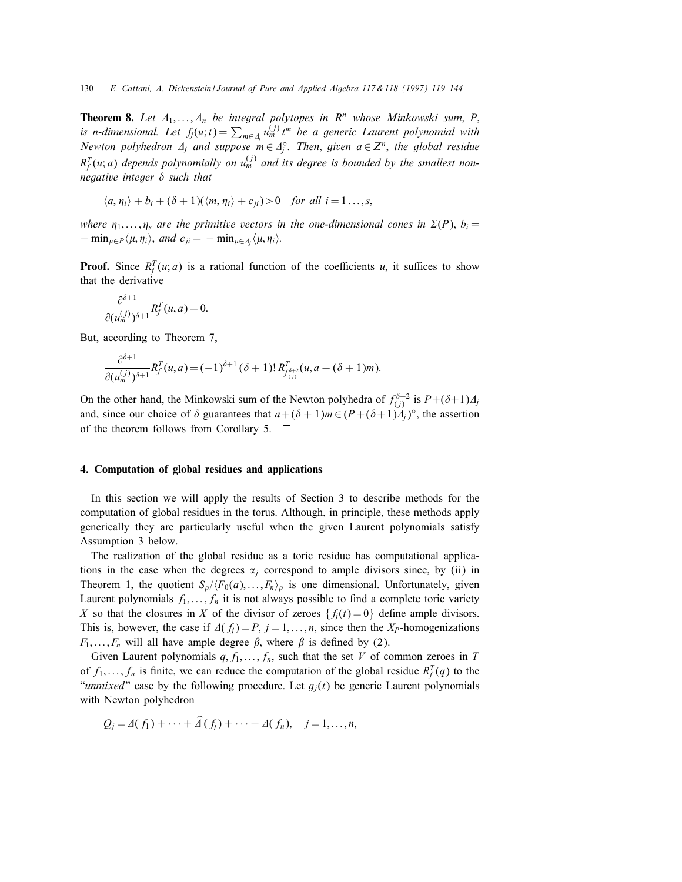**Theorem 8.** *Let $\Delta_1, \ldots, \Delta_n$ be integral polytopes in $R^n$ whose Minkowski sum, $P$, is n-dimensional. Let $f_j(u;t) = \sum_{m \in \Delta_j} u_m^{(j)} t^m$ be a generic Laurent polynomial with Newton polyhedron $\Delta_j$ and suppose $m \in \Delta_j^\circ$. Then, given $a \in Z^n$, the global residue $R_f^T(u;a)$ depends polynomially on $u_m^{(j)}$ and its degree is bounded by the smallest non-negative integer $\delta$ such that*

$$\langle a, \eta_i \rangle + b_i + (\delta + 1)(\langle m, \eta_i \rangle + c_{ji}) > 0 \quad \textit{for all } i = 1 \ldots, s,$$

*where $\eta_1, \ldots, \eta_s$ are the primitive vectors in the one-dimensional cones in $\Sigma(P)$, $b_i = -\min_{\mu \in P} \langle \mu, \eta_i \rangle$, and $c_{ji} = -\min_{\mu \in \Delta_j} \langle \mu, \eta_i \rangle$.*

**Proof.** Since $R_f^T(u;a)$ is a rational function of the coefficients $u$, it suffices to show that the derivative

$$\frac{\partial^{\delta+1}}{\partial (u_m^{(j)})^{\delta+1}} R_f^T(u,a) = 0.$$

But, according to Theorem 7,

$$\frac{\partial^{\delta+1}}{\partial (u_m^{(j)})^{\delta+1}} R_f^T(u,a) = (-1)^{\delta+1}\,(\delta+1)!\, R^T_{f_{(j)}^{\delta+2}}(u, a + (\delta+1)m).$$

On the other hand, the Minkowski sum of the Newton polyhedra of $f_{(j)}^{\delta+2}$ is $P + (\delta+1)\Delta_j$ and, since our choice of $\delta$ guarantees that $a + (\delta+1)m \in (P + (\delta+1)\Delta_j)^\circ$, the assertion of the theorem follows from Corollary 5. $\square$

## 4. Computation of global residues and applications

In this section we will apply the results of Section 3 to describe methods for the computation of global residues in the torus. Although, in principle, these methods apply generically they are particularly useful when the given Laurent polynomials satisfy Assumption 3 below.

The realization of the global residue as a toric residue has computational applications in the case when the degrees $\alpha_j$ correspond to ample divisors since, by (ii) in Theorem 1, the quotient $S_\rho / \langle F_0(a), \ldots, F_n \rangle_\rho$ is one dimensional. Unfortunately, given Laurent polynomials $f_1, \ldots, f_n$ it is not always possible to find a complete toric variety $X$ so that the closures in $X$ of the divisor of zeroes $\{f_j(t) = 0\}$ define ample divisors. This is, however, the case if $\Delta(f_j) = P$, $j = 1, \ldots, n$, since then the $X_P$-homogenizations $F_1, \ldots, F_n$ will all have ample degree $\beta$, where $\beta$ is defined by (2).

Given Laurent polynomials $q, f_1, \ldots, f_n$, such that the set $V$ of common zeroes in $T$ of $f_1, \ldots, f_n$ is finite, we can reduce the computation of the global residue $R_f^T(q)$ to the "*unmixed*" case by the following procedure. Let $g_j(t)$ be generic Laurent polynomials with Newton polyhedron

$$Q_j = \Delta(f_1) + \cdots + \widehat{\Delta}(f_j) + \cdots + \Delta(f_n), \quad j = 1, \ldots, n,$$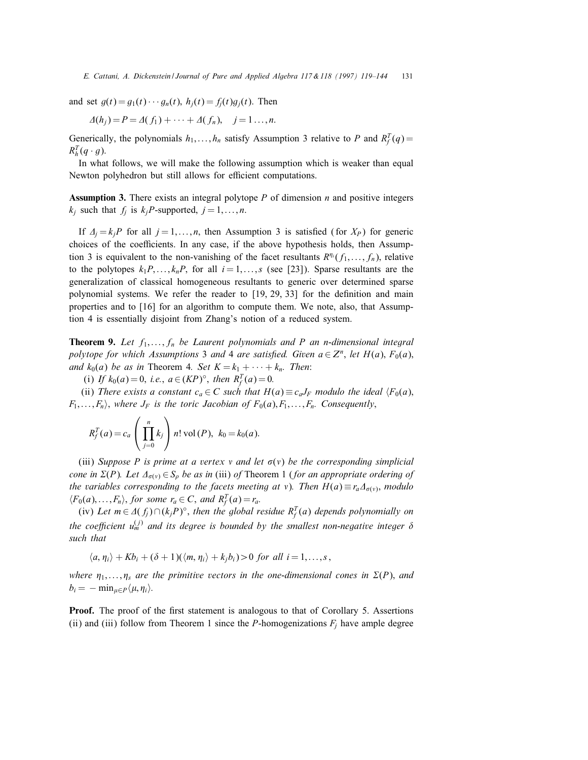and set $g(t) = g_1(t) \cdots g_n(t)$, $h_j(t) = f_j(t) g_j(t)$. Then

$$\Delta(h_j) = P = \Delta(f_1) + \cdots + \Delta(f_n), \quad j = 1 \ldots, n.$$

Generically, the polynomials $h_1, \ldots, h_n$ satisfy Assumption 3 relative to $P$ and $R_f^T(q) = R_h^T(q \cdot g)$.

In what follows, we will make the following assumption which is weaker than equal Newton polyhedron but still allows for efficient computations.

**Assumption 3.** There exists an integral polytope $P$ of dimension $n$ and positive integers $k_j$ such that $f_j$ is $k_j P$-supported, $j = 1, \ldots, n$.

If $\Delta_j = k_j P$ for all $j = 1, \ldots, n$, then Assumption 3 is satisfied (for $X_P$) for generic choices of the coefficients. In any case, if the above hypothesis holds, then Assumption 3 is equivalent to the non-vanishing of the facet resultants $R^{\eta_i}(f_1, \ldots, f_n)$, relative to the polytopes $k_1 P, \ldots, k_n P$, for all $i = 1, \ldots, s$ (see [23]). Sparse resultants are the generalization of classical homogeneous resultants to generic over determined sparse polynomial systems. We refer the reader to [19, 29, 33] for the definition and main properties and to [16] for an algorithm to compute them. We note, also, that Assumption 4 is essentially disjoint from Zhang's notion of a reduced system.

**Theorem 9.** *Let $f_1, \ldots, f_n$ be Laurent polynomials and $P$ an $n$-dimensional integral polytope for which Assumptions* 3 *and* 4 *are satisfied. Given $a \in Z^n$, let $H(a)$, $F_0(a)$, and $k_0(a)$ be as in* Theorem 4. *Set $K = k_1 + \cdots + k_n$. Then*:

(i) *If $k_0(a) = 0$, i.e., $a \in (KP)^\circ$, then $R_f^T(a) = 0$.*

(ii) *There exists a constant $c_a \in C$ such that $H(a) \equiv c_a J_F$ modulo the ideal $\langle F_0(a), F_1, \ldots, F_n \rangle$, where $J_F$ is the toric Jacobian of $F_0(a), F_1, \ldots, F_n$. Consequently,*

$$R_f^T(a) = c_a \left( \prod_{j=0}^{n} k_j \right) n! \operatorname{vol}(P), \; k_0 = k_0(a).$$

(iii) *Suppose $P$ is prime at a vertex $v$ and let $\sigma(v)$ be the corresponding simplicial cone in $\Sigma(P)$. Let $\Delta_{\sigma(v)} \in S_\rho$ be as in* (iii) *of* Theorem 1 (*for an appropriate ordering of the variables corresponding to the facets meeting at $v$*). *Then $H(a) \equiv r_a \Delta_{\sigma(v)}$, modulo $\langle F_0(a), \ldots, F_n \rangle$, for some $r_a \in C$, and $R_f^T(a) = r_a$.*

(iv) *Let $m \in \Delta(f_j) \cap (k_j P)^\circ$, then the global residue $R_f^T(a)$ depends polynomially on the coefficient $u_m^{(j)}$ and its degree is bounded by the smallest non-negative integer $\delta$ such that*

$$\langle a, \eta_i \rangle + K b_i + (\delta + 1)(\langle m, \eta_i \rangle + k_j b_i) > 0 \text{ for all } i = 1, \ldots, s,$$

*where $\eta_1, \ldots, \eta_s$ are the primitive vectors in the one-dimensional cones in $\Sigma(P)$, and $b_i = -\min_{\mu \in P} \langle \mu, \eta_i \rangle$.*

**Proof.** The proof of the first statement is analogous to that of Corollary 5. Assertions (ii) and (iii) follow from Theorem 1 since the $P$-homogenizations $F_j$ have ample degree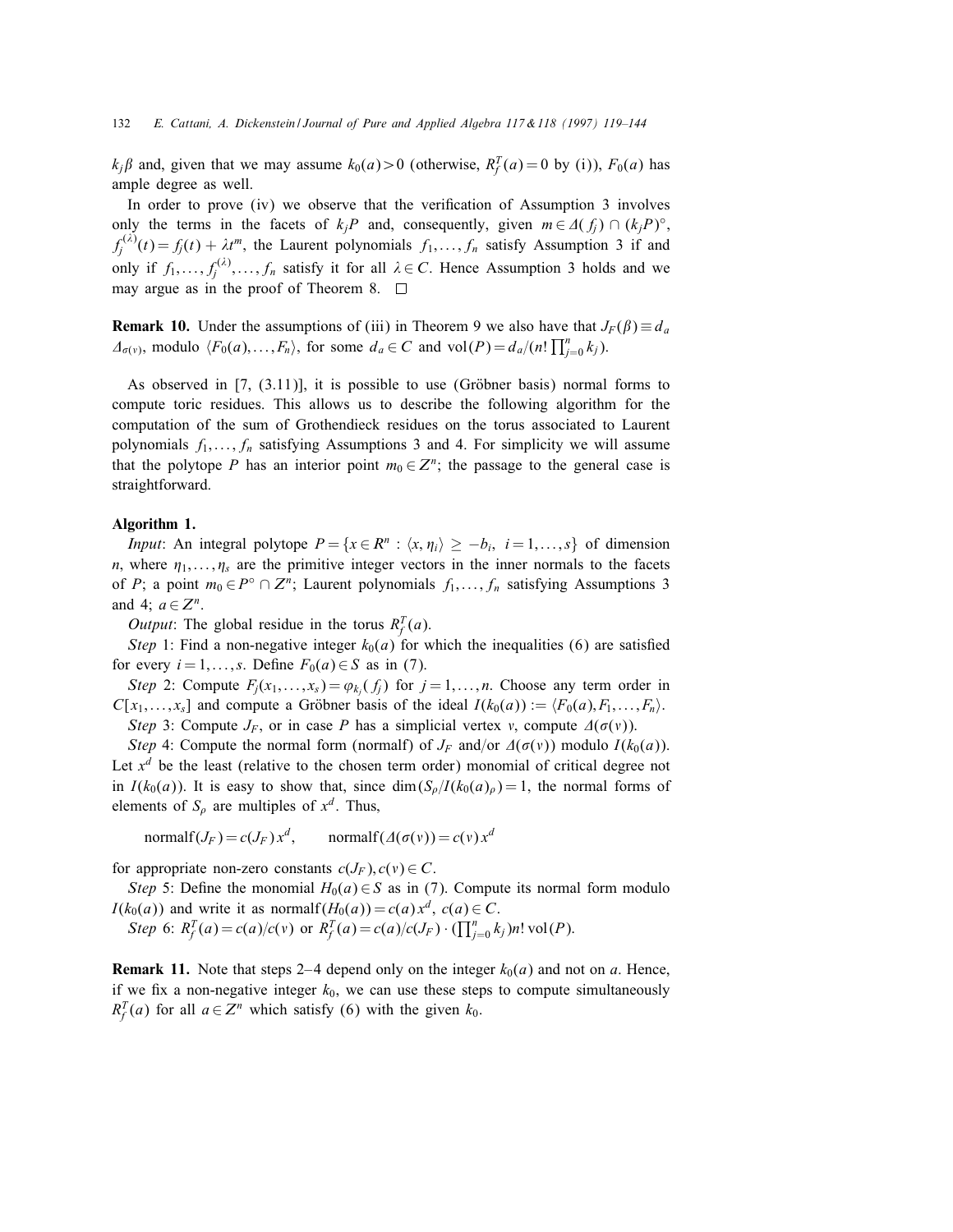$k_j\beta$ and, given that we may assume $k_0(a) > 0$ (otherwise, $R_f^T(a) = 0$ by (i)), $F_0(a)$ has ample degree as well.

In order to prove (iv) we observe that the verification of Assumption 3 involves only the terms in the facets of $k_jP$ and, consequently, given $m \in \Delta(f_j) \cap (k_jP)^\circ$, $f_j^{(\lambda)}(t) = f_j(t) + \lambda t^m$, the Laurent polynomials $f_1, \ldots, f_n$ satisfy Assumption 3 if and only if $f_1, \ldots, f_j^{(\lambda)}, \ldots, f_n$ satisfy it for all $\lambda \in C$. Hence Assumption 3 holds and we may argue as in the proof of Theorem 8. $\square$

**Remark 10.** Under the assumptions of (iii) in Theorem 9 we also have that $J_F(\beta) \equiv d_a \, \Delta_{\sigma(v)}$, modulo $\langle F_0(a), \ldots, F_n \rangle$, for some $d_a \in C$ and $\mathrm{vol}(P) = d_a/(n! \prod_{j=0}^n k_j)$.

As observed in [7, (3.11)], it is possible to use (Gröbner basis) normal forms to compute toric residues. This allows us to describe the following algorithm for the computation of the sum of Grothendieck residues on the torus associated to Laurent polynomials $f_1, \ldots, f_n$ satisfying Assumptions 3 and 4. For simplicity we will assume that the polytope $P$ has an interior point $m_0 \in Z^n$; the passage to the general case is straightforward.

**Algorithm 1.**

*Input*: An integral polytope $P = \{x \in R^n : \langle x, \eta_i \rangle \geq -b_i, \; i = 1, \ldots, s\}$ of dimension $n$, where $\eta_1, \ldots, \eta_s$ are the primitive integer vectors in the inner normals to the facets of $P$; a point $m_0 \in P^\circ \cap Z^n$; Laurent polynomials $f_1, \ldots, f_n$ satisfying Assumptions 3 and 4; $a \in Z^n$.

*Output*: The global residue in the torus $R_f^T(a)$.

*Step* 1: Find a non-negative integer $k_0(a)$ for which the inequalities (6) are satisfied for every $i = 1, \ldots, s$. Define $F_0(a) \in S$ as in (7).

*Step* 2: Compute $F_j(x_1, \ldots, x_s) = \varphi_{k_j}(f_j)$ for $j = 1, \ldots, n$. Choose any term order in $C[x_1, \ldots, x_s]$ and compute a Gröbner basis of the ideal $I(k_0(a)) := \langle F_0(a), F_1, \ldots, F_n \rangle$.

*Step* 3: Compute $J_F$, or in case $P$ has a simplicial vertex $v$, compute $\Delta(\sigma(v))$.

*Step* 4: Compute the normal form (normalf) of $J_F$ and/or $\Delta(\sigma(v))$ modulo $I(k_0(a))$. Let $x^d$ be the least (relative to the chosen term order) monomial of critical degree not in $I(k_0(a))$. It is easy to show that, since $\dim(S_\rho / I(k_0(a)_\rho) = 1$, the normal forms of elements of $S_\rho$ are multiples of $x^d$. Thus,

$$\mathrm{normalf}(J_F) = c(J_F)\, x^d, \qquad \mathrm{normalf}(\Delta(\sigma(v)) = c(v)\, x^d$$

for appropriate non-zero constants $c(J_F), c(v) \in C$.

*Step* 5: Define the monomial $H_0(a) \in S$ as in (7). Compute its normal form modulo $I(k_0(a))$ and write it as $\mathrm{normalf}(H_0(a)) = c(a)\, x^d$, $c(a) \in C$.

*Step* 6: $R_f^T(a) = c(a)/c(v)$ or $R_f^T(a) = c(a)/c(J_F) \cdot (\prod_{j=0}^n k_j) n! \,\mathrm{vol}(P)$.

**Remark 11.** Note that steps 2–4 depend only on the integer $k_0(a)$ and not on $a$. Hence, if we fix a non-negative integer $k_0$, we can use these steps to compute simultaneously $R_f^T(a)$ for all $a \in Z^n$ which satisfy (6) with the given $k_0$.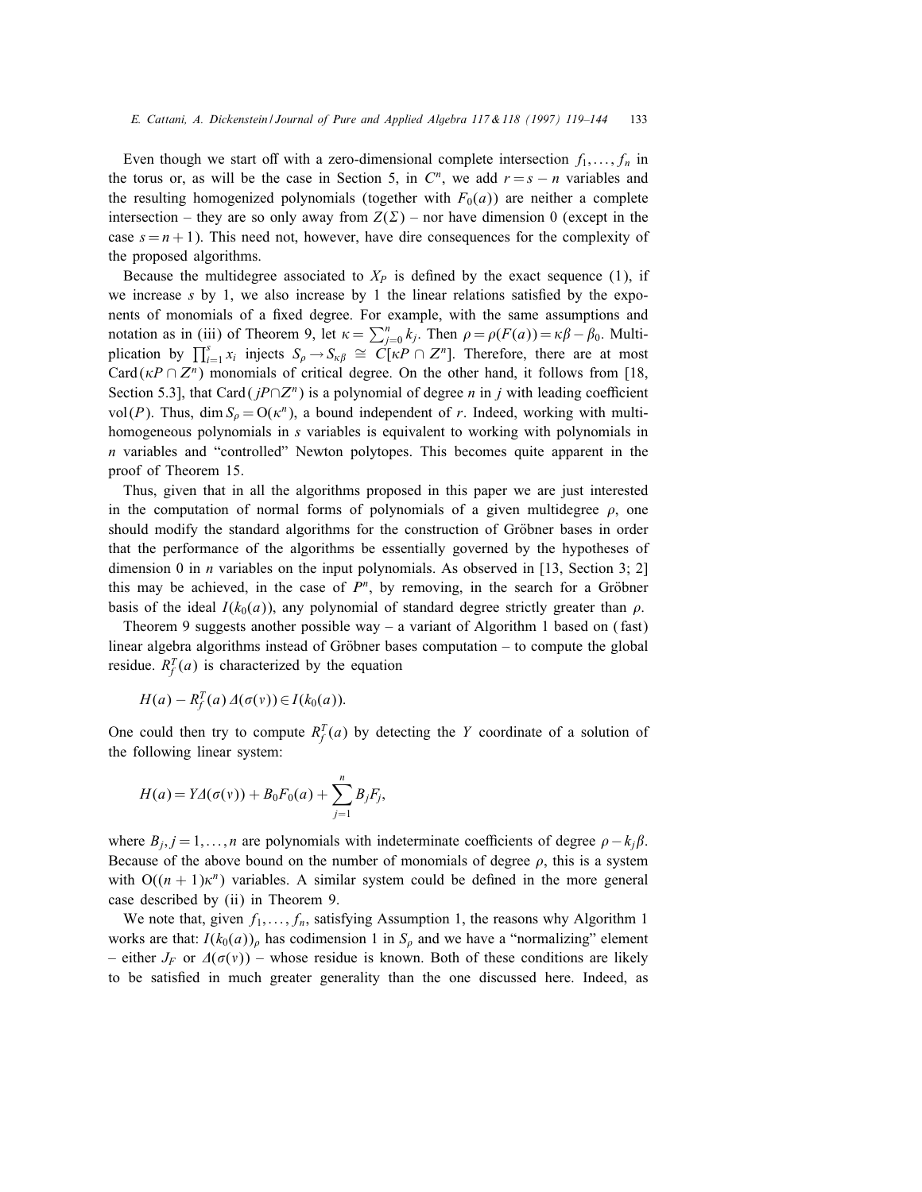Even though we start off with a zero-dimensional complete intersection $f_1, \ldots, f_n$ in the torus or, as will be the case in Section 5, in $C^n$, we add $r = s - n$ variables and the resulting homogenized polynomials (together with $F_0(a)$) are neither a complete intersection – they are so only away from $Z(\Sigma)$ – nor have dimension 0 (except in the case $s = n+1$). This need not, however, have dire consequences for the complexity of the proposed algorithms.

Because the multidegree associated to $X_P$ is defined by the exact sequence (1), if we increase $s$ by 1, we also increase by 1 the linear relations satisfied by the exponents of monomials of a fixed degree. For example, with the same assumptions and notation as in (iii) of Theorem 9, let $\kappa = \sum_{j=0}^{n} k_j$. Then $\rho = \rho(F(a)) = \kappa\beta - \beta_0$. Multiplication by $\prod_{i=1}^{s} x_i$ injects $S_\rho \to S_{\kappa\beta} \cong C[\kappa P \cap Z^n]$. Therefore, there are at most $\mathrm{Card}(\kappa P \cap Z^n)$ monomials of critical degree. On the other hand, it follows from [18, Section 5.3], that $\mathrm{Card}(jP \cap Z^n)$ is a polynomial of degree $n$ in $j$ with leading coefficient $\mathrm{vol}(P)$. Thus, $\dim S_\rho = \mathrm{O}(\kappa^n)$, a bound independent of $r$. Indeed, working with multihomogeneous polynomials in $s$ variables is equivalent to working with polynomials in $n$ variables and "controlled" Newton polytopes. This becomes quite apparent in the proof of Theorem 15.

Thus, given that in all the algorithms proposed in this paper we are just interested in the computation of normal forms of polynomials of a given multidegree $\rho$, one should modify the standard algorithms for the construction of Gröbner bases in order that the performance of the algorithms be essentially governed by the hypotheses of dimension 0 in $n$ variables on the input polynomials. As observed in [13, Section 3; 2] this may be achieved, in the case of $P^n$, by removing, in the search for a Gröbner basis of the ideal $I(k_0(a))$, any polynomial of standard degree strictly greater than $\rho$.

Theorem 9 suggests another possible way – a variant of Algorithm 1 based on (fast) linear algebra algorithms instead of Gröbner bases computation – to compute the global residue. $R_f^T(a)$ is characterized by the equation

$$H(a) - R_f^T(a)\,\Delta(\sigma(v)) \in I(k_0(a)).$$

One could then try to compute $R_f^T(a)$ by detecting the $Y$ coordinate of a solution of the following linear system:

$$H(a) = Y\Delta(\sigma(v)) + B_0F_0(a) + \sum_{j=1}^{n} B_jF_j,$$

where $B_j, j = 1, \ldots, n$ are polynomials with indeterminate coefficients of degree $\rho - k_j\beta$. Because of the above bound on the number of monomials of degree $\rho$, this is a system with $\mathrm{O}((n+1)\kappa^n)$ variables. A similar system could be defined in the more general case described by (ii) in Theorem 9.

We note that, given $f_1, \ldots, f_n$, satisfying Assumption 1, the reasons why Algorithm 1 works are that: $I(k_0(a))_\rho$ has codimension 1 in $S_\rho$ and we have a "normalizing" element – either $J_F$ or $\Delta(\sigma(v))$ – whose residue is known. Both of these conditions are likely to be satisfied in much greater generality than the one discussed here. Indeed, as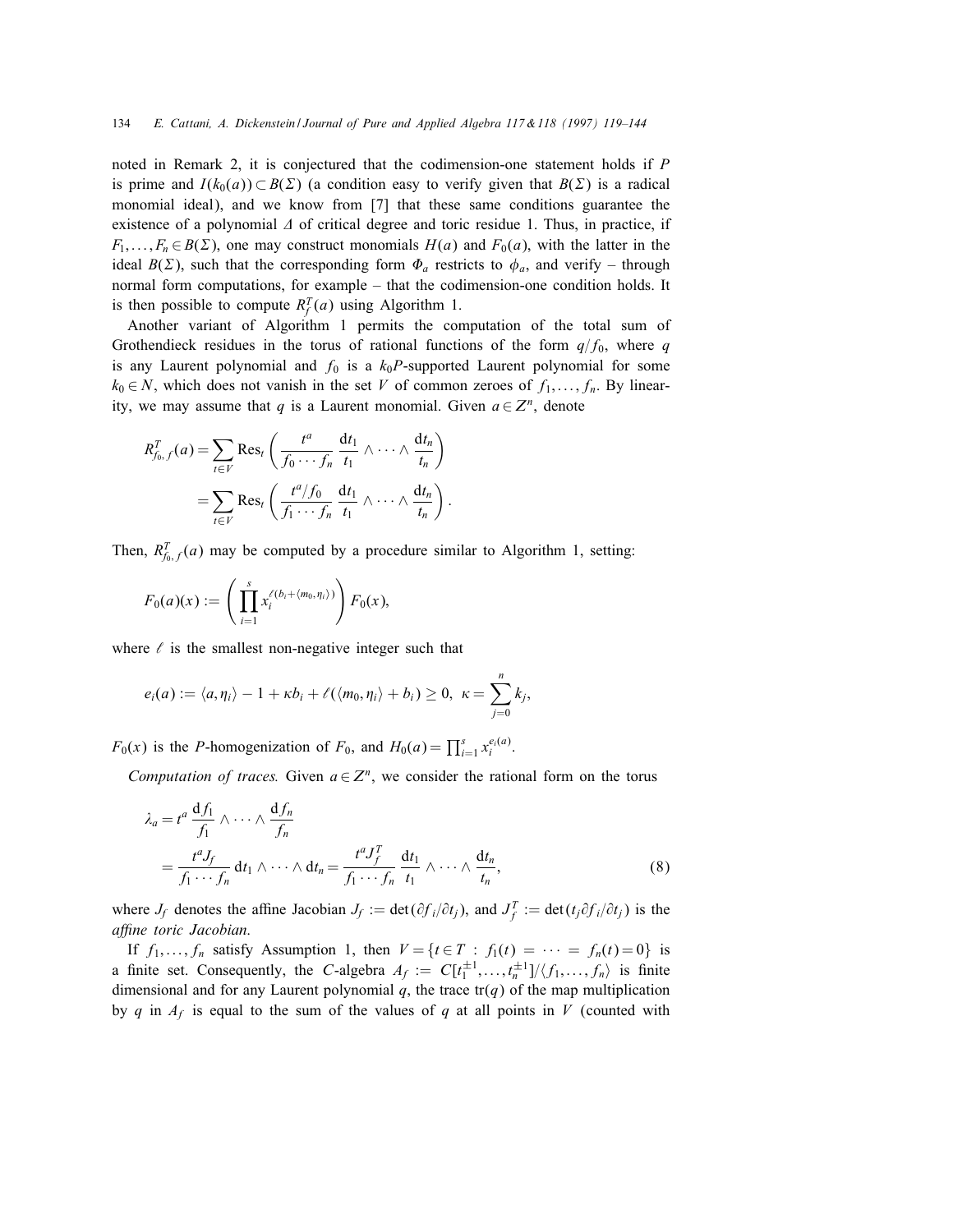noted in Remark 2, it is conjectured that the codimension-one statement holds if $P$ is prime and $I(k_0(a)) \subset B(\Sigma)$ (a condition easy to verify given that $B(\Sigma)$ is a radical monomial ideal), and we know from [7] that these same conditions guarantee the existence of a polynomial $\Delta$ of critical degree and toric residue 1. Thus, in practice, if $F_1, \ldots, F_n \in B(\Sigma)$, one may construct monomials $H(a)$ and $F_0(a)$, with the latter in the ideal $B(\Sigma)$, such that the corresponding form $\Phi_a$ restricts to $\phi_a$, and verify – through normal form computations, for example – that the codimension-one condition holds. It is then possible to compute $R_f^T(a)$ using Algorithm 1.

Another variant of Algorithm 1 permits the computation of the total sum of Grothendieck residues in the torus of rational functions of the form $q/f_0$, where $q$ is any Laurent polynomial and $f_0$ is a $k_0P$-supported Laurent polynomial for some $k_0 \in N$, which does not vanish in the set $V$ of common zeroes of $f_1, \ldots, f_n$. By linearity, we may assume that $q$ is a Laurent monomial. Given $a \in Z^n$, denote

$$
\begin{aligned}
R_{f_0,f}^T(a) &= \sum_{t \in V} \operatorname{Res}_t \left( \frac{t^a}{f_0 \cdots f_n} \frac{\mathrm{d}t_1}{t_1} \wedge \cdots \wedge \frac{\mathrm{d}t_n}{t_n} \right) \\
&= \sum_{t \in V} \operatorname{Res}_t \left( \frac{t^a/f_0}{f_1 \cdots f_n} \frac{\mathrm{d}t_1}{t_1} \wedge \cdots \wedge \frac{\mathrm{d}t_n}{t_n} \right).
\end{aligned}
$$

Then, $R_{f_0,f}^T(a)$ may be computed by a procedure similar to Algorithm 1, setting:

$$
F_0(a)(x) := \left( \prod_{i=1}^{s} x_i^{\ell(b_i + \langle m_0, \eta_i \rangle)} \right) F_0(x),
$$

where $\ell$ is the smallest non-negative integer such that

$$
e_i(a) := \langle a, \eta_i \rangle - 1 + \kappa b_i + \ell(\langle m_0, \eta_i \rangle + b_i) \geq 0, \ \kappa = \sum_{j=0}^{n} k_j,
$$

$F_0(x)$ is the $P$-homogenization of $F_0$, and $H_0(a) = \prod_{i=1}^{s} x_i^{e_i(a)}$.

*Computation of traces.* Given $a \in Z^n$, we consider the rational form on the torus

$$
\begin{aligned}
\lambda_a &= t^a \frac{\mathrm{d}f_1}{f_1} \wedge \cdots \wedge \frac{\mathrm{d}f_n}{f_n} \\
&= \frac{t^a J_f}{f_1 \cdots f_n} \mathrm{d}t_1 \wedge \cdots \wedge \mathrm{d}t_n = \frac{t^a J_f^T}{f_1 \cdots f_n} \frac{\mathrm{d}t_1}{t_1} \wedge \cdots \wedge \frac{\mathrm{d}t_n}{t_n},
\end{aligned} \tag{8}
$$

where $J_f$ denotes the affine Jacobian $J_f := \det(\partial f_i / \partial t_j)$, and $J_f^T := \det(t_j \partial f_i / \partial t_j)$ is the *affine toric Jacobian*.

If $f_1, \ldots, f_n$ satisfy Assumption 1, then $V = \{t \in T : f_1(t) = \cdots = f_n(t) = 0\}$ is a finite set. Consequently, the $C$-algebra $A_f := C[t_1^{\pm 1}, \ldots, t_n^{\pm 1}]/\langle f_1, \ldots, f_n \rangle$ is finite dimensional and for any Laurent polynomial $q$, the trace $\operatorname{tr}(q)$ of the map multiplication by $q$ in $A_f$ is equal to the sum of the values of $q$ at all points in $V$ (counted with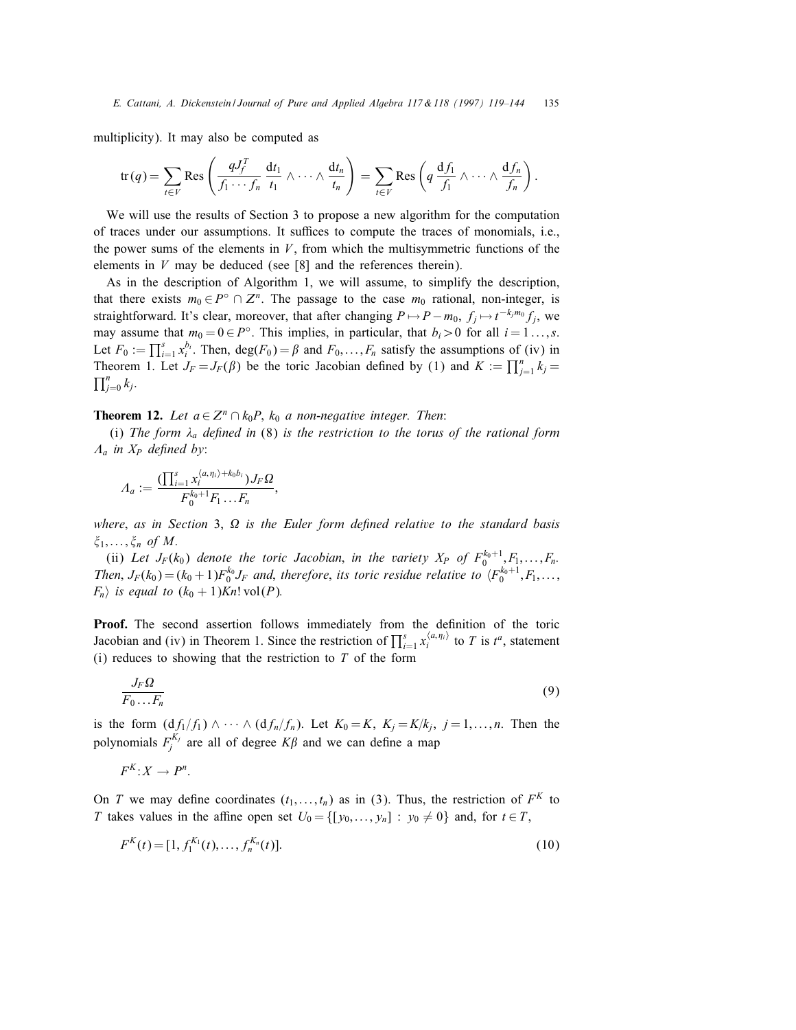multiplicity). It may also be computed as

$$\operatorname{tr}(q) = \sum_{t \in V} \operatorname{Res}\left( \frac{q J_f^T}{f_1 \cdots f_n} \frac{\mathrm{d}t_1}{t_1} \wedge \cdots \wedge \frac{\mathrm{d}t_n}{t_n} \right) = \sum_{t \in V} \operatorname{Res}\left( q \frac{\mathrm{d}f_1}{f_1} \wedge \cdots \wedge \frac{\mathrm{d}f_n}{f_n} \right).$$

We will use the results of Section 3 to propose a new algorithm for the computation of traces under our assumptions. It suffices to compute the traces of monomials, i.e., the power sums of the elements in $V$, from which the multisymmetric functions of the elements in $V$ may be deduced (see [8] and the references therein).

As in the description of Algorithm 1, we will assume, to simplify the description, that there exists $m_0 \in P^\circ \cap Z^n$. The passage to the case $m_0$ rational, non-integer, is straightforward. It's clear, moreover, that after changing $P \mapsto P - m_0$, $f_j \mapsto t^{-k_j m_0} f_j$, we may assume that $m_0 = 0 \in P^\circ$. This implies, in particular, that $b_i > 0$ for all $i = 1 \dots, s$. Let $F_0 := \prod_{i=1}^s x_i^{b_i}$. Then, $\deg(F_0) = \beta$ and $F_0, \dots, F_n$ satisfy the assumptions of (iv) in Theorem 1. Let $J_F = J_F(\beta)$ be the toric Jacobian defined by (1) and $K := \prod_{j=1}^n k_j = \prod_{j=0}^n k_j$.

**Theorem 12.** *Let $a \in Z^n \cap k_0 P$, $k_0$ a non-negative integer. Then*:

(i) *The form $\lambda_a$ defined in* (8) *is the restriction to the torus of the rational form $\Lambda_a$ in $X_P$ defined by*:

$$\Lambda_a := \frac{(\prod_{i=1}^s x_i^{\langle a, \eta_i \rangle + k_0 b_i}) J_F \Omega}{F_0^{k_0+1} F_1 \dots F_n},$$

*where, as in Section* 3, *$\Omega$ is the Euler form defined relative to the standard basis $\xi_1, \dots, \xi_n$ of $M$.*

(ii) *Let $J_F(k_0)$ denote the toric Jacobian, in the variety $X_P$ of $F_0^{k_0+1}, F_1, \dots, F_n$. Then, $J_F(k_0) = (k_0+1) F_0^{k_0} J_F$ and, therefore, its toric residue relative to $\langle F_0^{k_0+1}, F_1, \dots, F_n \rangle$ is equal to $(k_0+1) K n! \operatorname{vol}(P)$.*

**Proof.** The second assertion follows immediately from the definition of the toric Jacobian and (iv) in Theorem 1. Since the restriction of $\prod_{i=1}^s x_i^{\langle a, \eta_i \rangle}$ to $T$ is $t^a$, statement (i) reduces to showing that the restriction to $T$ of the form

$$\frac{J_F \Omega}{F_0 \dots F_n} \tag{9}$$

is the form $(\mathrm{d}f_1/f_1) \wedge \cdots \wedge (\mathrm{d}f_n/f_n)$. Let $K_0 = K$, $K_j = K/k_j$, $j = 1, \dots, n$. Then the polynomials $F_j^{K_j}$ are all of degree $K\beta$ and we can define a map

$$F^K : X \to P^n.$$

On $T$ we may define coordinates $(t_1, \dots, t_n)$ as in (3). Thus, the restriction of $F^K$ to $T$ takes values in the affine open set $U_0 = \{[y_0, \dots, y_n] : y_0 \neq 0\}$ and, for $t \in T$,

$$F^K(t) = [1, f_1^{K_1}(t), \dots, f_n^{K_n}(t)]. \tag{10}$$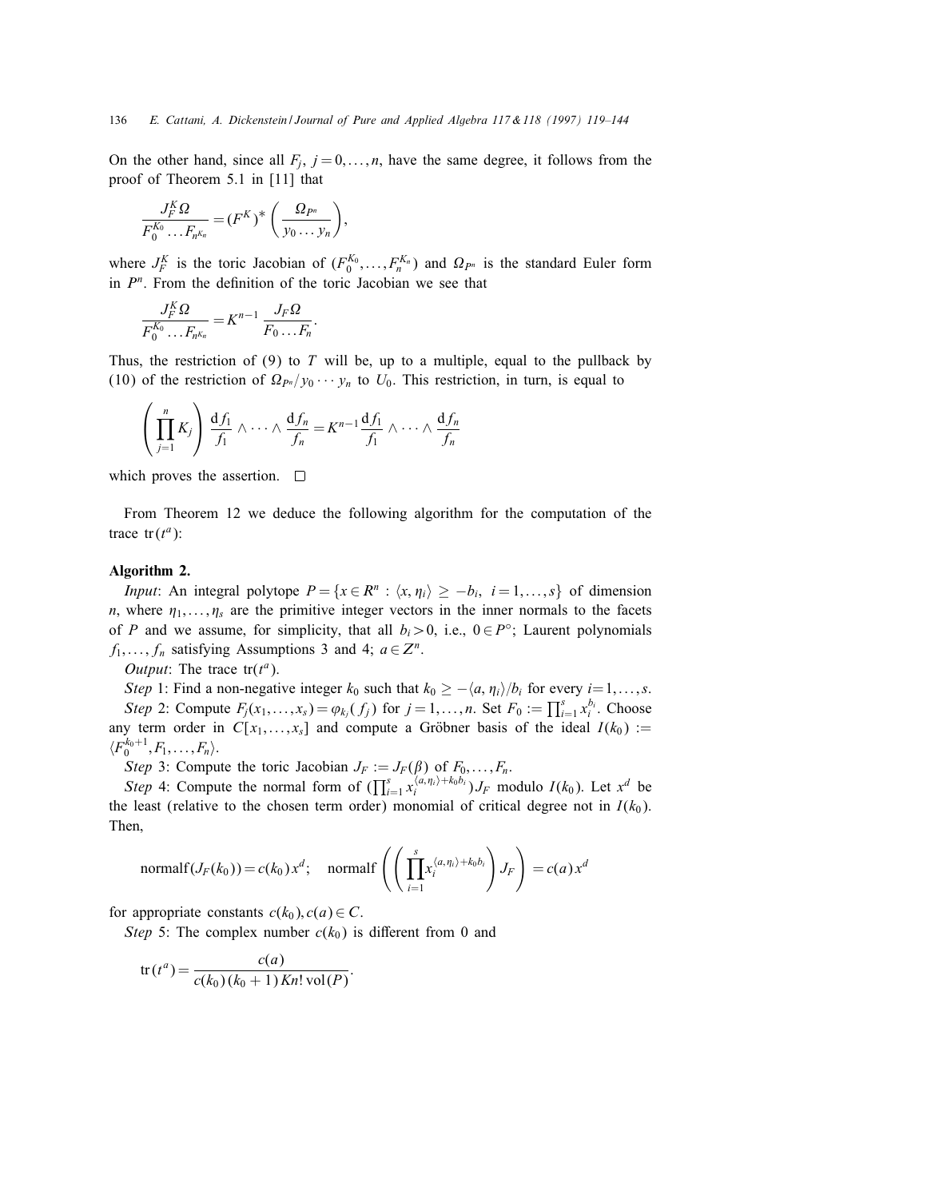On the other hand, since all $F_j$, $j = 0, \ldots, n$, have the same degree, it follows from the proof of Theorem 5.1 in [11] that

$$\frac{J_F^K \Omega}{F_0^{K_0} \ldots F_{nK_n}} = (F^K)^* \left( \frac{\Omega_{P^n}}{y_0 \ldots y_n} \right),$$

where $J_F^K$ is the toric Jacobian of $(F_0^{K_0}, \ldots, F_n^{K_n})$ and $\Omega_{P^n}$ is the standard Euler form in $P^n$. From the definition of the toric Jacobian we see that

$$\frac{J_F^K \Omega}{F_0^{K_0} \ldots F_{nK_n}} = K^{n-1} \frac{J_F \Omega}{F_0 \ldots F_n}.$$

Thus, the restriction of (9) to $T$ will be, up to a multiple, equal to the pullback by (10) of the restriction of $\Omega_{P^n}/y_0 \cdots y_n$ to $U_0$. This restriction, in turn, is equal to

$$\left( \prod_{j=1}^{n} K_j \right) \frac{\mathrm{d}f_1}{f_1} \wedge \cdots \wedge \frac{\mathrm{d}f_n}{f_n} = K^{n-1} \frac{\mathrm{d}f_1}{f_1} \wedge \cdots \wedge \frac{\mathrm{d}f_n}{f_n}$$

which proves the assertion. □

From Theorem 12 we deduce the following algorithm for the computation of the trace $\mathrm{tr}(t^a)$:

**Algorithm 2.**

*Input*: An integral polytope $P = \{x \in R^n : \langle x, \eta_i \rangle \geq -b_i, \ i = 1, \ldots, s\}$ of dimension $n$, where $\eta_1, \ldots, \eta_s$ are the primitive integer vectors in the inner normals to the facets of $P$ and we assume, for simplicity, that all $b_i > 0$, i.e., $0 \in P^\circ$; Laurent polynomials $f_1, \ldots, f_n$ satisfying Assumptions 3 and 4; $a \in Z^n$.

*Output*: The trace $\mathrm{tr}(t^a)$.

*Step* 1: Find a non-negative integer $k_0$ such that $k_0 \geq -\langle a, \eta_i \rangle / b_i$ for every $i = 1, \ldots, s$.

*Step* 2: Compute $F_j(x_1, \ldots, x_s) = \varphi_{k_j}(f_j)$ for $j = 1, \ldots, n$. Set $F_0 := \prod_{i=1}^{s} x_i^{b_i}$. Choose any term order in $C[x_1, \ldots, x_s]$ and compute a Gröbner basis of the ideal $I(k_0) := \langle F_0^{k_0+1}, F_1, \ldots, F_n \rangle$.

*Step* 3: Compute the toric Jacobian $J_F := J_F(\beta)$ of $F_0, \ldots, F_n$.

*Step* 4: Compute the normal form of $(\prod_{i=1}^{s} x_i^{\langle a, \eta_i \rangle + k_0 b_i}) J_F$ modulo $I(k_0)$. Let $x^d$ be the least (relative to the chosen term order) monomial of critical degree not in $I(k_0)$. Then,

$$\mathrm{normalf}(J_F(k_0)) = c(k_0)\, x^d; \quad \mathrm{normalf}\left( \left( \prod_{i=1}^{s} x_i^{\langle a, \eta_i \rangle + k_0 b_i} \right) J_F \right) = c(a)\, x^d$$

for appropriate constants $c(k_0), c(a) \in C$.

*Step* 5: The complex number $c(k_0)$ is different from 0 and

$$\mathrm{tr}(t^a) = \frac{c(a)}{c(k_0)\,(k_0+1)\, K n!\, \mathrm{vol}(P)}.$$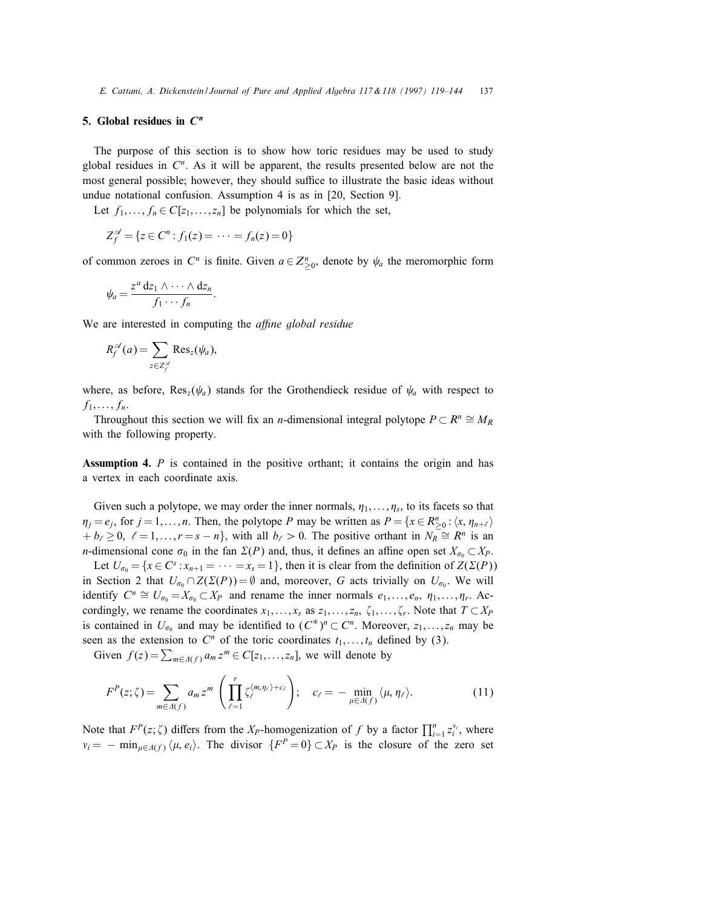## 5. Global residues in $C^n$

The purpose of this section is to show how toric residues may be used to study global residues in $C^n$. As it will be apparent, the results presented below are not the most general possible; however, they should suffice to illustrate the basic ideas without undue notational confusion. Assumption 4 is as in [20, Section 9].

Let $f_1, \ldots, f_n \in C[z_1, \ldots, z_n]$ be polynomials for which the set,

$$Z_f^{\mathscr{A}} = \{z \in C^n : f_1(z) = \cdots = f_n(z) = 0\}$$

of common zeroes in $C^n$ is finite. Given $a \in Z_{\geq 0}^n$, denote by $\psi_a$ the meromorphic form

$$\psi_a = \frac{z^a \, dz_1 \wedge \cdots \wedge dz_n}{f_1 \cdots f_n}.$$

We are interested in computing the *affine global residue*

$$R_f^{\mathscr{A}}(a) = \sum_{z \in Z_f^{\mathscr{A}}} \operatorname{Res}_z(\psi_a),$$

where, as before, $\operatorname{Res}_z(\psi_a)$ stands for the Grothendieck residue of $\psi_a$ with respect to $f_1, \ldots, f_n$.

Throughout this section we will fix an $n$-dimensional integral polytope $P \subset R^n \cong M_R$ with the following property.

**Assumption 4.** $P$ is contained in the positive orthant; it contains the origin and has a vertex in each coordinate axis.

Given such a polytope, we may order the inner normals, $\eta_1, \ldots, \eta_s$, to its facets so that $\eta_j = e_j$, for $j = 1, \ldots, n$. Then, the polytope $P$ may be written as $P = \{x \in R_{\geq 0}^n : \langle x, \eta_{n+\ell} \rangle + b_\ell \geq 0,\ \ell = 1, \ldots, r = s - n\}$, with all $b_\ell > 0$. The positive orthant in $N_R \cong R^n$ is an $n$-dimensional cone $\sigma_0$ in the fan $\Sigma(P)$ and, thus, it defines an affine open set $X_{\sigma_0} \subset X_P$.

Let $U_{\sigma_0} = \{x \in C^s : x_{n+1} = \cdots = x_s = 1\}$, then it is clear from the definition of $Z(\Sigma(P))$ in Section 2 that $U_{\sigma_0} \cap Z(\Sigma(P)) = \emptyset$ and, moreover, $G$ acts trivially on $U_{\sigma_0}$. We will identify $C^n \cong U_{\sigma_0} = X_{\sigma_0} \subset X_P$ and rename the inner normals $e_1, \ldots, e_n,\ \eta_1, \ldots, \eta_r$. Accordingly, we rename the coordinates $x_1, \ldots, x_s$ as $z_1, \ldots, z_n,\ \zeta_1, \ldots, \zeta_r$. Note that $T \subset X_P$ is contained in $U_{\sigma_0}$ and may be identified to $(C^*)^n \subset C^n$. Moreover, $z_1, \ldots, z_n$ may be seen as the extension to $C^n$ of the toric coordinates $t_1, \ldots, t_n$ defined by (3).

Given $f(z) = \sum_{m \in \Delta(f)} a_m z^m \in C[z_1, \ldots, z_n]$, we will denote by

$$F^P(z; \zeta) = \sum_{m \in \Delta(f)} a_m z^m \left( \prod_{\ell=1}^{r} \zeta_\ell^{\langle m, \eta_\ell \rangle + c_\ell} \right); \quad c_\ell = -\min_{\mu \in \Delta(f)} \langle \mu, \eta_\ell \rangle. \tag{11}$$

Note that $F^P(z; \zeta)$ differs from the $X_P$-homogenization of $f$ by a factor $\prod_{i=1}^{n} z_i^{v_i}$, where $v_i = -\min_{\mu \in \Delta(f)} \langle \mu, e_i \rangle$. The divisor $\{F^P = 0\} \subset X_P$ is the closure of the zero set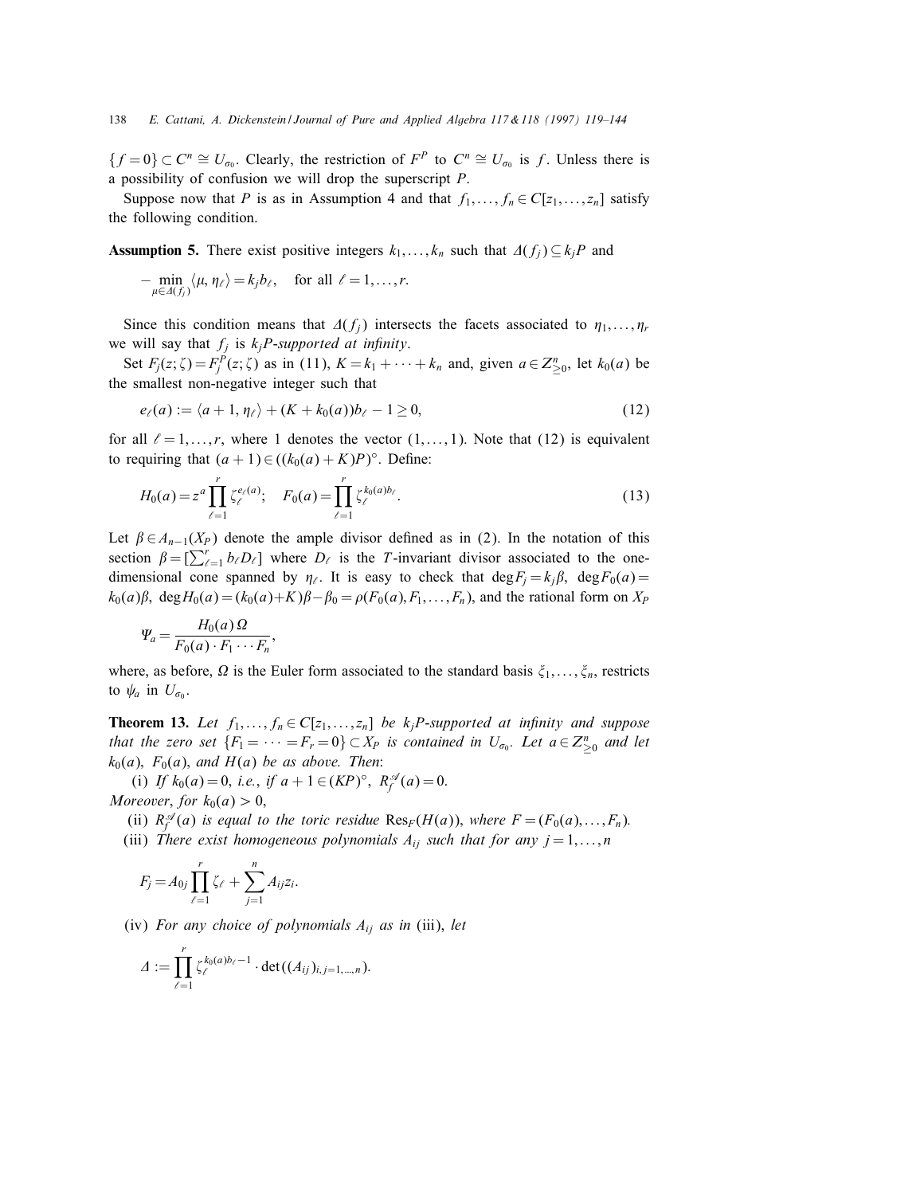$\{f = 0\} \subset C^n \cong U_{\sigma_0}$. Clearly, the restriction of $F^P$ to $C^n \cong U_{\sigma_0}$ is $f$. Unless there is a possibility of confusion we will drop the superscript $P$.

Suppose now that $P$ is as in Assumption 4 and that $f_1, \ldots, f_n \in C[z_1, \ldots, z_n]$ satisfy the following condition.

**Assumption 5.** There exist positive integers $k_1, \ldots, k_n$ such that $\Delta(f_j) \subseteq k_j P$ and

$$-\min_{\mu \in \Delta(f_j)} \langle \mu, \eta_\ell \rangle = k_j b_\ell, \quad \text{for all } \ell = 1, \ldots, r.$$

Since this condition means that $\Delta(f_j)$ intersects the facets associated to $\eta_1, \ldots, \eta_r$ we will say that $f_j$ is *$k_j P$-supported at infinity*.

Set $F_j(z; \zeta) = F_j^P(z; \zeta)$ as in (11), $K = k_1 + \cdots + k_n$ and, given $a \in Z^n_{\geq 0}$, let $k_0(a)$ be the smallest non-negative integer such that

$$e_\ell(a) := \langle a + 1, \eta_\ell \rangle + (K + k_0(a)) b_\ell - 1 \geq 0, \tag{12}$$

for all $\ell = 1, \ldots, r$, where 1 denotes the vector $(1, \ldots, 1)$. Note that (12) is equivalent to requiring that $(a + 1) \in ((k_0(a) + K)P)^\circ$. Define:

$$H_0(a) = z^a \prod_{\ell=1}^{r} \zeta_\ell^{e_\ell(a)}; \quad F_0(a) = \prod_{\ell=1}^{r} \zeta_\ell^{k_0(a) b_\ell}. \tag{13}$$

Let $\beta \in A_{n-1}(X_P)$ denote the ample divisor defined as in (2). In the notation of this section $\beta = [\sum_{\ell=1}^{r} b_\ell D_\ell]$ where $D_\ell$ is the $T$-invariant divisor associated to the one-dimensional cone spanned by $\eta_\ell$. It is easy to check that $\deg F_j = k_j \beta$, $\deg F_0(a) = k_0(a)\beta$, $\deg H_0(a) = (k_0(a) + K)\beta - \beta_0 = \rho(F_0(a), F_1, \ldots, F_n)$, and the rational form on $X_P$

$$\Psi_a = \frac{H_0(a)\, \Omega}{F_0(a) \cdot F_1 \cdots F_n},$$

where, as before, $\Omega$ is the Euler form associated to the standard basis $\xi_1, \ldots, \xi_n$, restricts to $\psi_a$ in $U_{\sigma_0}$.

**Theorem 13.** *Let $f_1, \ldots, f_n \in C[z_1, \ldots, z_n]$ be $k_j P$-supported at infinity and suppose that the zero set $\{F_1 = \cdots = F_r = 0\} \subset X_P$ is contained in $U_{\sigma_0}$. Let $a \in Z^n_{\geq 0}$ and let $k_0(a)$, $F_0(a)$, and $H(a)$ be as above. Then*:

(i) *If $k_0(a) = 0$, i.e., if $a + 1 \in (KP)^\circ$, $R_f^{\mathscr{A}}(a) = 0$.*

*Moreover, for $k_0(a) > 0$,*

(ii) *$R_f^{\mathscr{A}}(a)$ is equal to the toric residue $\operatorname{Res}_F(H(a))$, where $F = (F_0(a), \ldots, F_n)$.*

(iii) *There exist homogeneous polynomials $A_{ij}$ such that for any $j = 1, \ldots, n$*

$$F_j = A_{0j} \prod_{\ell=1}^{r} \zeta_\ell + \sum_{j=1}^{n} A_{ij} z_i.$$

(iv) *For any choice of polynomials $A_{ij}$ as in* (iii), *let*

$$\Delta := \prod_{\ell=1}^{r} \zeta_\ell^{k_0(a) b_\ell - 1} \cdot \det((A_{ij})_{i,j=1,\ldots,n}).$$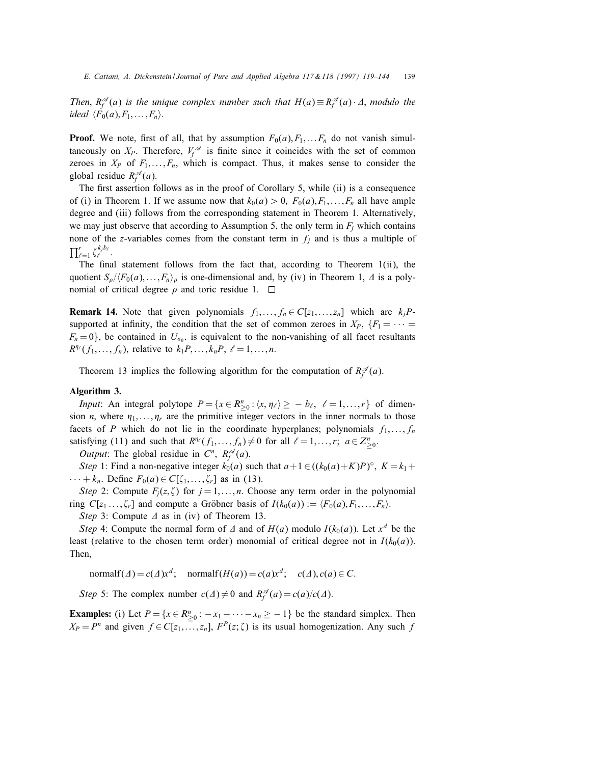*Then, $R_f^{\mathscr{A}}(a)$ is the unique complex number such that $H(a) \equiv R_f^{\mathscr{A}}(a) \cdot \Delta$, modulo the ideal $\langle F_0(a), F_1, \ldots, F_n \rangle$.*

**Proof.** We note, first of all, that by assumption $F_0(a), F_1, \ldots F_n$ do not vanish simultaneously on $X_P$. Therefore, $V_f^{\mathscr{A}}$ is finite since it coincides with the set of common zeroes in $X_P$ of $F_1, \ldots, F_n$, which is compact. Thus, it makes sense to consider the global residue $R_f^{\mathscr{A}}(a)$.

The first assertion follows as in the proof of Corollary 5, while (ii) is a consequence of (i) in Theorem 1. If we assume now that $k_0(a) > 0$, $F_0(a), F_1, \ldots, F_n$ all have ample degree and (iii) follows from the corresponding statement in Theorem 1. Alternatively, we may just observe that according to Assumption 5, the only term in $F_j$ which contains none of the $z$-variables comes from the constant term in $f_j$ and is thus a multiple of $\prod_{\ell=1}^{r} \zeta_\ell^{k_j b_\ell}$.

The final statement follows from the fact that, according to Theorem 1(ii), the quotient $S_\rho / \langle F_0(a), \ldots, F_n \rangle_\rho$ is one-dimensional and, by (iv) in Theorem 1, $\Delta$ is a polynomial of critical degree $\rho$ and toric residue 1. $\square$

**Remark 14.** Note that given polynomials $f_1, \ldots, f_n \in C[z_1, \ldots, z_n]$ which are $k_j P$-supported at infinity, the condition that the set of common zeroes in $X_P$, $\{F_1 = \cdots = F_n = 0\}$, be contained in $U_{\sigma_0}$. is equivalent to the non-vanishing of all facet resultants $R^{\eta_\ell}(f_1, \ldots, f_n)$, relative to $k_1 P, \ldots, k_n P$, $\ell = 1, \ldots, n$.

Theorem 13 implies the following algorithm for the computation of $R_f^{\mathscr{A}}(a)$.

**Algorithm 3.**

*Input*: An integral polytope $P = \{x \in R_{\geq 0}^n : \langle x, \eta_\ell \rangle \geq -b_\ell, \ \ell = 1, \ldots, r\}$ of dimension $n$, where $\eta_1, \ldots, \eta_r$ are the primitive integer vectors in the inner normals to those facets of $P$ which do not lie in the coordinate hyperplanes; polynomials $f_1, \ldots, f_n$ satisfying (11) and such that $R^{\eta_\ell}(f_1, \ldots, f_n) \neq 0$ for all $\ell = 1, \ldots, r$; $a \in Z_{\geq 0}^n$.

*Output*: The global residue in $C^n$, $R_f^{\mathscr{A}}(a)$.

*Step* 1: Find a non-negative integer $k_0(a)$ such that $a + 1 \in ((k_0(a) + K)P)^\circ$, $K = k_1 + \cdots + k_n$. Define $F_0(a) \in C[\zeta_1, \ldots, \zeta_r]$ as in (13).

*Step* 2: Compute $F_j(z, \zeta)$ for $j = 1, \ldots, n$. Choose any term order in the polynomial ring $C[z_1 \ldots, \zeta_r]$ and compute a Gröbner basis of $I(k_0(a)) := \langle F_0(a), F_1, \ldots, F_n \rangle$.

*Step* 3: Compute $\Delta$ as in (iv) of Theorem 13.

*Step* 4: Compute the normal form of $\Delta$ and of $H(a)$ modulo $I(k_0(a))$. Let $x^d$ be the least (relative to the chosen term order) monomial of critical degree not in $I(k_0(a))$. Then,

$$\operatorname{normalf}(\Delta) = c(\Delta) x^d; \quad \operatorname{normalf}(H(a)) = c(a) x^d; \quad c(\Delta), c(a) \in C.$$

*Step* 5: The complex number $c(\Delta) \neq 0$ and $R_f^{\mathscr{A}}(a) = c(a)/c(\Delta)$.

**Examples:** (i) Let $P = \{x \in R_{\geq 0}^n : -x_1 - \cdots - x_n \geq -1\}$ be the standard simplex. Then $X_P = P^n$ and given $f \in C[z_1, \ldots, z_n]$, $F^P(z; \zeta)$ is its usual homogenization. Any such $f$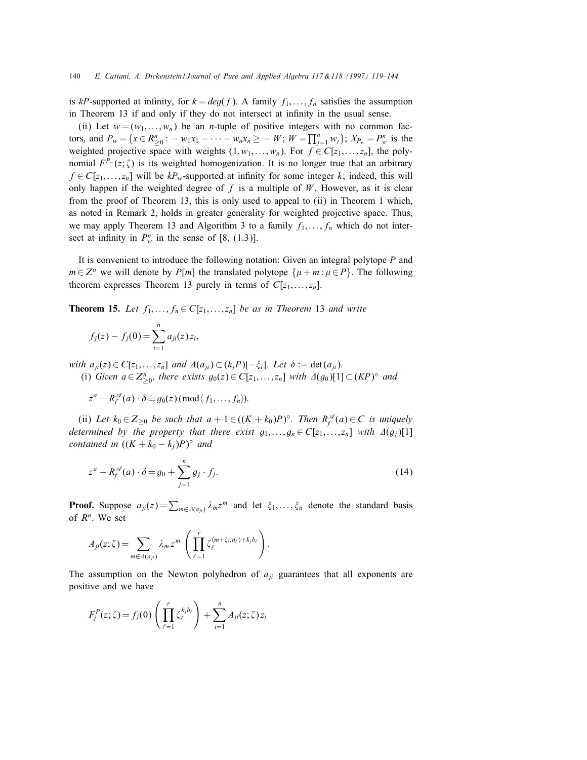is $kP$-supported at infinity, for $k = deg(f)$. A family $f_1, \ldots, f_n$ satisfies the assumption in Theorem 13 if and only if they do not intersect at infinity in the usual sense.

(ii) Let $w = (w_1, \ldots, w_n)$ be an $n$-tuple of positive integers with no common factors, and $P_w = \{x \in R^n_{\geq 0} : -w_1x_1 - \cdots - w_nx_n \geq -W;\ W = \prod_{j=1}^n w_j\}$; $X_{P_w} = P^n_w$ is the weighted projective space with weights $(1, w_1, \ldots, w_n)$. For $f \in C[z_1, \ldots, z_n]$, the polynomial $F^{P_w}(z; \zeta)$ is its weighted homogenization. It is no longer true that an arbitrary $f \in C[z_1, \ldots, z_n]$ will be $kP_w$-supported at infinity for some integer $k$; indeed, this will only happen if the weighted degree of $f$ is a multiple of $W$. However, as it is clear from the proof of Theorem 13, this is only used to appeal to (ii) in Theorem 1 which, as noted in Remark 2, holds in greater generality for weighted projective space. Thus, we may apply Theorem 13 and Algorithm 3 to a family $f_1, \ldots, f_n$ which do not intersect at infinity in $P^n_w$ in the sense of [8, (1.3)].

It is convenient to introduce the following notation: Given an integral polytope $P$ and $m \in Z^n$ we will denote by $P[m]$ the translated polytope $\{\mu + m : \mu \in P\}$. The following theorem expresses Theorem 13 purely in terms of $C[z_1, \ldots, z_n]$.

**Theorem 15.** *Let $f_1, \ldots, f_n \in C[z_1, \ldots, z_n]$ be as in Theorem 13 and write*

$$f_j(z) - f_j(0) = \sum_{i=1}^n a_{ji}(z)\, z_i,$$

*with $a_{ji}(z) \in C[z_1, \ldots, z_n]$ and $\Delta(a_{ji}) \subset (k_jP)[-\xi_i]$. Let $\delta := \det(a_{ji})$.*

(i) *Given $a \in Z^n_{\geq 0}$, there exists $g_0(z) \in C[z_1, \ldots, z_n]$ with $\Delta(g_0)[1] \subset (KP)^\circ$ and*

$$z^a - R^{\mathscr{A}}_f(a) \cdot \delta \equiv g_0(z)\ (\mathrm{mod}\langle f_1, \ldots, f_n\rangle).$$

(ii) *Let $k_0 \in Z_{\geq 0}$ be such that $a + 1 \in ((K + k_0)P)^\circ$. Then $R^{\mathscr{A}}_f(a) \in C$ is uniquely determined by the property that there exist $g_1, \ldots, g_n \in C[z_1, \ldots, z_n]$ with $\Delta(g_j)[1]$ contained in $((K + k_0 - k_j)P)^\circ$ and*

$$z^a - R^{\mathscr{A}}_f(a) \cdot \delta = g_0 + \sum_{j=1}^n g_j \cdot f_j. \tag{14}$$

**Proof.** Suppose $a_{ji}(z) = \sum_{m \in \Delta(a_{ji})} \lambda_m z^m$ and let $\xi_1, \ldots, \xi_n$ denote the standard basis of $R^n$. We set

$$A_{ji}(z; \zeta) = \sum_{m \in \Delta(a_{ji})} \lambda_m z^m \left( \prod_{\ell=1}^r \zeta_\ell^{\langle m + \xi_i, \eta_\ell \rangle + k_j b_\ell} \right).$$

The assumption on the Newton polyhedron of $a_{ji}$ guarantees that all exponents are positive and we have

$$F^P_j(z; \zeta) = f_j(0) \left( \prod_{\ell=1}^r \zeta_\ell^{k_j b_\ell} \right) + \sum_{i=1}^n A_{ji}(z; \zeta)\, z_i$$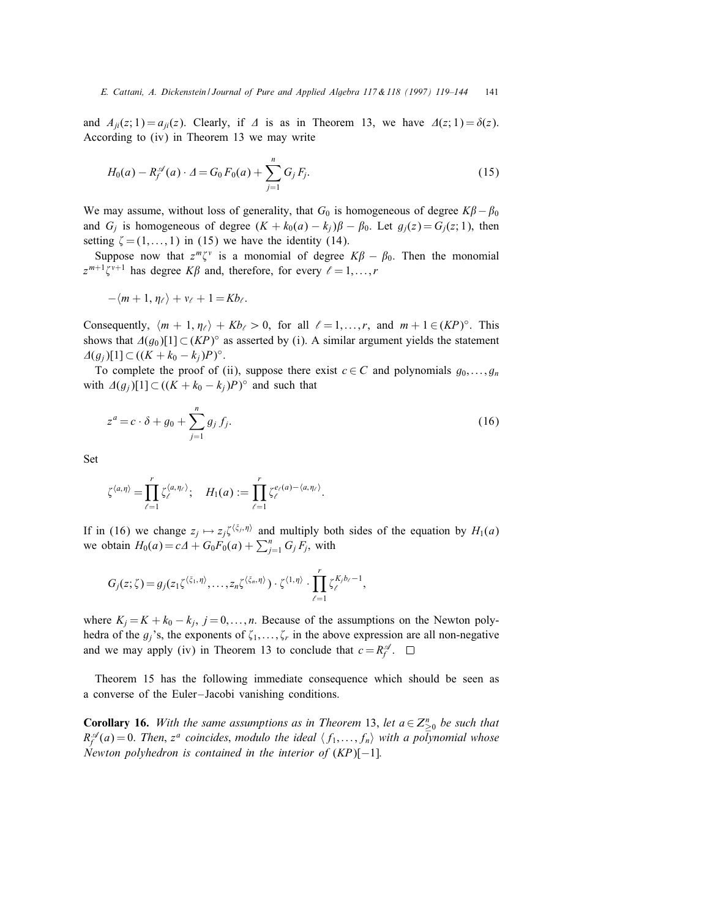and $A_{ji}(z;1) = a_{ji}(z)$. Clearly, if $\Delta$ is as in Theorem 13, we have $\Delta(z;1) = \delta(z)$. According to (iv) in Theorem 13 we may write

$$H_0(a) - R_f^{\mathscr{A}}(a) \cdot \Delta = G_0 F_0(a) + \sum_{j=1}^{n} G_j F_j. \tag{15}$$

We may assume, without loss of generality, that $G_0$ is homogeneous of degree $K\beta - \beta_0$ and $G_j$ is homogeneous of degree $(K + k_0(a) - k_j)\beta - \beta_0$. Let $g_j(z) = G_j(z;1)$, then setting $\zeta = (1,\ldots,1)$ in (15) we have the identity (14).

Suppose now that $z^m \zeta^v$ is a monomial of degree $K\beta - \beta_0$. Then the monomial $z^{m+1}\zeta^{v+1}$ has degree $K\beta$ and, therefore, for every $\ell = 1,\ldots,r$

$$-\langle m+1, \eta_\ell \rangle + v_\ell + 1 = Kb_\ell.$$

Consequently, $\langle m+1, \eta_\ell \rangle + Kb_\ell > 0$, for all $\ell = 1,\ldots,r$, and $m+1 \in (KP)^\circ$. This shows that $\Delta(g_0)[1] \subset (KP)^\circ$ as asserted by (i). A similar argument yields the statement $\Delta(g_j)[1] \subset ((K + k_0 - k_j)P)^\circ$.

To complete the proof of (ii), suppose there exist $c \in C$ and polynomials $g_0,\ldots,g_n$ with $\Delta(g_j)[1] \subset ((K + k_0 - k_j)P)^\circ$ and such that

$$z^a = c \cdot \delta + g_0 + \sum_{j=1}^{n} g_j f_j. \tag{16}$$

Set

$$\zeta^{\langle a,\eta \rangle} = \prod_{\ell=1}^{r} \zeta_\ell^{\langle a,\eta_\ell \rangle}; \quad H_1(a) := \prod_{\ell=1}^{r} \zeta_\ell^{e_\ell(a) - \langle a,\eta_\ell \rangle}.$$

If in (16) we change $z_j \mapsto z_j \zeta^{\langle \xi_j,\eta \rangle}$ and multiply both sides of the equation by $H_1(a)$ we obtain $H_0(a) = c\Delta + G_0 F_0(a) + \sum_{j=1}^{n} G_j F_j$, with

$$G_j(z;\zeta) = g_j(z_1 \zeta^{\langle \xi_1,\eta \rangle},\ldots,z_n \zeta^{\langle \xi_n,\eta \rangle}) \cdot \zeta^{\langle 1,\eta \rangle} \cdot \prod_{\ell=1}^{r} \zeta_\ell^{K_j b_\ell - 1},$$

where $K_j = K + k_0 - k_j$, $j = 0,\ldots,n$. Because of the assumptions on the Newton polyhedra of the $g_j$'s, the exponents of $\zeta_1,\ldots,\zeta_r$ in the above expression are all non-negative and we may apply (iv) in Theorem 13 to conclude that $c = R_f^{\mathscr{A}}$. $\square$

Theorem 15 has the following immediate consequence which should be seen as a converse of the Euler–Jacobi vanishing conditions.

**Corollary 16.** *With the same assumptions as in Theorem* 13, *let* $a \in Z_{\geq 0}^n$ *be such that* $R_f^{\mathscr{A}}(a) = 0$. *Then*, $z^a$ *coincides*, *modulo the ideal* $\langle f_1,\ldots,f_n \rangle$ *with a polynomial whose Newton polyhedron is contained in the interior of* $(KP)[-1]$.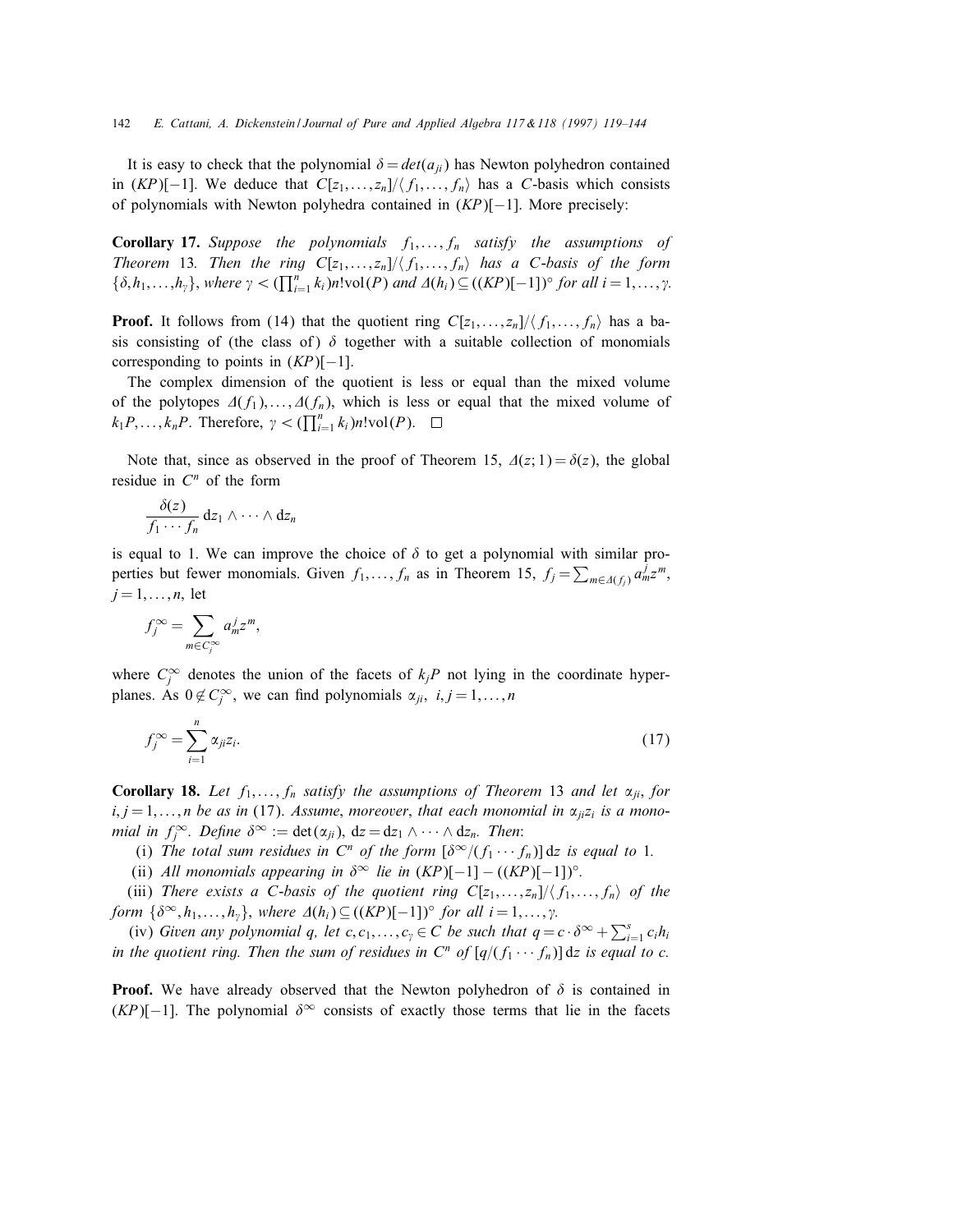It is easy to check that the polynomial $\delta = det(a_{ji})$ has Newton polyhedron contained in $(KP)[-1]$. We deduce that $C[z_1,\ldots,z_n]/\langle f_1,\ldots,f_n\rangle$ has a $C$-basis which consists of polynomials with Newton polyhedra contained in $(KP)[-1]$. More precisely:

**Corollary 17.** *Suppose the polynomials $f_1,\ldots,f_n$ satisfy the assumptions of Theorem* 13*. Then the ring $C[z_1,\ldots,z_n]/\langle f_1,\ldots,f_n\rangle$ has a $C$-basis of the form $\{\delta, h_1,\ldots,h_\gamma\}$, where $\gamma < (\prod_{i=1}^n k_i)n!\mathrm{vol}(P)$ and $\Delta(h_i) \subseteq ((KP)[-1])^\circ$ for all $i = 1,\ldots,\gamma$.*

**Proof.** It follows from (14) that the quotient ring $C[z_1,\ldots,z_n]/\langle f_1,\ldots,f_n\rangle$ has a basis consisting of (the class of) $\delta$ together with a suitable collection of monomials corresponding to points in $(KP)[-1]$.

The complex dimension of the quotient is less or equal than the mixed volume of the polytopes $\Delta(f_1),\ldots,\Delta(f_n)$, which is less or equal that the mixed volume of $k_1P,\ldots,k_nP$. Therefore, $\gamma < (\prod_{i=1}^n k_i)n!\mathrm{vol}(P)$. $\square$

Note that, since as observed in the proof of Theorem 15, $\Delta(z;1) = \delta(z)$, the global residue in $C^n$ of the form

$$\frac{\delta(z)}{f_1\cdots f_n}\,\mathrm{d}z_1\wedge\cdots\wedge\mathrm{d}z_n$$

is equal to 1. We can improve the choice of $\delta$ to get a polynomial with similar properties but fewer monomials. Given $f_1,\ldots,f_n$ as in Theorem 15, $f_j = \sum_{m\in\Delta(f_j)} a_m^j z^m$, $j = 1,\ldots,n$, let

$$f_j^\infty = \sum_{m\in C_j^\infty} a_m^j z^m,$$

where $C_j^\infty$ denotes the union of the facets of $k_jP$ not lying in the coordinate hyperplanes. As $0\notin C_j^\infty$, we can find polynomials $\alpha_{ji}$, $i,j = 1,\ldots,n$

$$f_j^\infty = \sum_{i=1}^n \alpha_{ji} z_i. \tag{17}$$

**Corollary 18.** *Let $f_1,\ldots,f_n$ satisfy the assumptions of Theorem* 13 *and let $\alpha_{ji}$, for $i,j = 1,\ldots,n$ be as in* (17)*. Assume, moreover, that each monomial in $\alpha_{ji}z_i$ is a monomial in $f_j^\infty$. Define $\delta^\infty := \det(\alpha_{ji})$, $\mathrm{d}z = \mathrm{d}z_1\wedge\cdots\wedge\mathrm{d}z_n$. Then*:

(i) *The total sum residues in $C^n$ of the form $[\delta^\infty/(f_1\cdots f_n)]\,\mathrm{d}z$ is equal to* 1*.*

(ii) *All monomials appearing in $\delta^\infty$ lie in $(KP)[-1] - ((KP)[-1])^\circ$.*

(iii) *There exists a $C$-basis of the quotient ring $C[z_1,\ldots,z_n]/\langle f_1,\ldots,f_n\rangle$ of the form $\{\delta^\infty, h_1,\ldots,h_\gamma\}$, where $\Delta(h_i)\subseteq((KP)[-1])^\circ$ for all $i = 1,\ldots,\gamma$.*

(iv) *Given any polynomial $q$, let $c, c_1,\ldots,c_\gamma\in C$ be such that $q = c\cdot\delta^\infty + \sum_{i=1}^s c_ih_i$ in the quotient ring. Then the sum of residues in $C^n$ of $[q/(f_1\cdots f_n)]\,\mathrm{d}z$ is equal to $c$.*

**Proof.** We have already observed that the Newton polyhedron of $\delta$ is contained in $(KP)[-1]$. The polynomial $\delta^\infty$ consists of exactly those terms that lie in the facets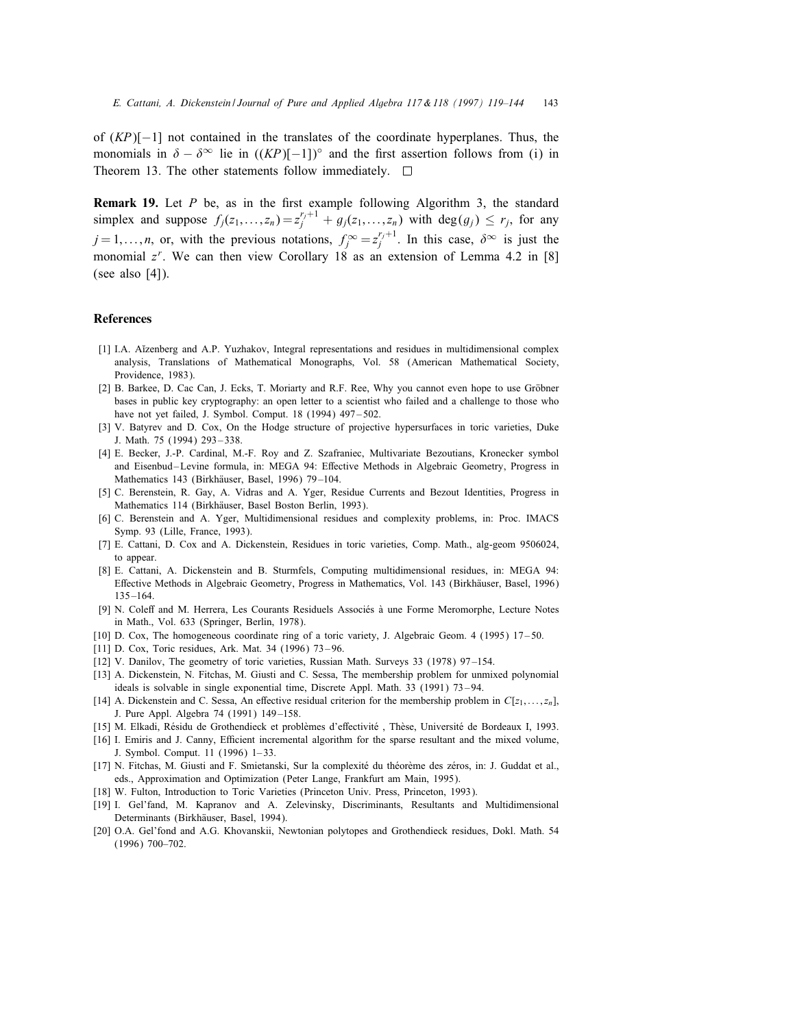of $(KP)[-1]$ not contained in the translates of the coordinate hyperplanes. Thus, the monomials in $\delta - \delta^\infty$ lie in $((KP)[-1])^\circ$ and the first assertion follows from (i) in Theorem 13. The other statements follow immediately. $\square$

**Remark 19.** Let $P$ be, as in the first example following Algorithm 3, the standard simplex and suppose $f_j(z_1,\ldots,z_n) = z_j^{r_j+1} + g_j(z_1,\ldots,z_n)$ with $\deg(g_j) \le r_j$, for any $j = 1,\ldots,n$, or, with the previous notations, $f_j^\infty = z_j^{r_j+1}$. In this case, $\delta^\infty$ is just the monomial $z^r$. We can then view Corollary 18 as an extension of Lemma 4.2 in [8] (see also [4]).

## References

[1] I.A. Aĭzenberg and A.P. Yuzhakov, Integral representations and residues in multidimensional complex analysis, Translations of Mathematical Monographs, Vol. 58 (American Mathematical Society, Providence, 1983).

[2] B. Barkee, D. Cac Can, J. Ecks, T. Moriarty and R.F. Ree, Why you cannot even hope to use Gröbner bases in public key cryptography: an open letter to a scientist who failed and a challenge to those who have not yet failed, J. Symbol. Comput. 18 (1994) 497–502.

[3] V. Batyrev and D. Cox, On the Hodge structure of projective hypersurfaces in toric varieties, Duke J. Math. 75 (1994) 293–338.

[4] E. Becker, J.-P. Cardinal, M.-F. Roy and Z. Szafraniec, Multivariate Bezoutians, Kronecker symbol and Eisenbud–Levine formula, in: MEGA 94: Effective Methods in Algebraic Geometry, Progress in Mathematics 143 (Birkhäuser, Basel, 1996) 79–104.

[5] C. Berenstein, R. Gay, A. Vidras and A. Yger, Residue Currents and Bezout Identities, Progress in Mathematics 114 (Birkhäuser, Basel Boston Berlin, 1993).

[6] C. Berenstein and A. Yger, Multidimensional residues and complexity problems, in: Proc. IMACS Symp. 93 (Lille, France, 1993).

[7] E. Cattani, D. Cox and A. Dickenstein, Residues in toric varieties, Comp. Math., alg-geom 9506024, to appear.

[8] E. Cattani, A. Dickenstein and B. Sturmfels, Computing multidimensional residues, in: MEGA 94: Effective Methods in Algebraic Geometry, Progress in Mathematics, Vol. 143 (Birkhäuser, Basel, 1996) 135–164.

[9] N. Coleff and M. Herrera, Les Courants Residuels Associés à une Forme Meromorphe, Lecture Notes in Math., Vol. 633 (Springer, Berlin, 1978).

[10] D. Cox, The homogeneous coordinate ring of a toric variety, J. Algebraic Geom. 4 (1995) 17–50.

[11] D. Cox, Toric residues, Ark. Mat. 34 (1996) 73–96.

[12] V. Danilov, The geometry of toric varieties, Russian Math. Surveys 33 (1978) 97–154.

[13] A. Dickenstein, N. Fitchas, M. Giusti and C. Sessa, The membership problem for unmixed polynomial ideals is solvable in single exponential time, Discrete Appl. Math. 33 (1991) 73–94.

[14] A. Dickenstein and C. Sessa, An effective residual criterion for the membership problem in $C[z_1,\ldots,z_n]$, J. Pure Appl. Algebra 74 (1991) 149–158.

[15] M. Elkadi, Résidu de Grothendieck et problèmes d'effectivité , Thèse, Université de Bordeaux I, 1993.

[16] I. Emiris and J. Canny, Efficient incremental algorithm for the sparse resultant and the mixed volume, J. Symbol. Comput. 11 (1996) 1–33.

[17] N. Fitchas, M. Giusti and F. Smietanski, Sur la complexité du théorème des zéros, in: J. Guddat et al., eds., Approximation and Optimization (Peter Lange, Frankfurt am Main, 1995).

[18] W. Fulton, Introduction to Toric Varieties (Princeton Univ. Press, Princeton, 1993).

[19] I. Gel'fand, M. Kapranov and A. Zelevinsky, Discriminants, Resultants and Multidimensional Determinants (Birkhäuser, Basel, 1994).

[20] O.A. Gel'fond and A.G. Khovanskii, Newtonian polytopes and Grothendieck residues, Dokl. Math. 54 (1996) 700–702.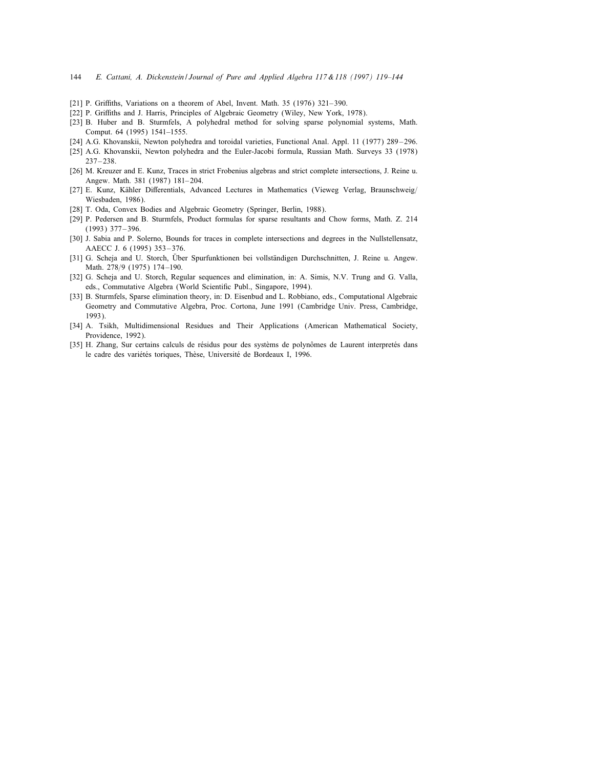[21] P. Griffiths, Variations on a theorem of Abel, Invent. Math. 35 (1976) 321–390.

[22] P. Griffiths and J. Harris, Principles of Algebraic Geometry (Wiley, New York, 1978).

[23] B. Huber and B. Sturmfels, A polyhedral method for solving sparse polynomial systems, Math. Comput. 64 (1995) 1541–1555.

[24] A.G. Khovanskii, Newton polyhedra and toroidal varieties, Functional Anal. Appl. 11 (1977) 289–296.

[25] A.G. Khovanskii, Newton polyhedra and the Euler-Jacobi formula, Russian Math. Surveys 33 (1978) 237–238.

[26] M. Kreuzer and E. Kunz, Traces in strict Frobenius algebras and strict complete intersections, J. Reine u. Angew. Math. 381 (1987) 181–204.

[27] E. Kunz, Kähler Differentials, Advanced Lectures in Mathematics (Vieweg Verlag, Braunschweig/ Wiesbaden, 1986).

[28] T. Oda, Convex Bodies and Algebraic Geometry (Springer, Berlin, 1988).

[29] P. Pedersen and B. Sturmfels, Product formulas for sparse resultants and Chow forms, Math. Z. 214 (1993) 377–396.

[30] J. Sabia and P. Solerno, Bounds for traces in complete intersections and degrees in the Nullstellensatz, AAECC J. 6 (1995) 353–376.

[31] G. Scheja and U. Storch, Über Spurfunktionen bei vollständigen Durchschnitten, J. Reine u. Angew. Math. 278/9 (1975) 174–190.

[32] G. Scheja and U. Storch, Regular sequences and elimination, in: A. Simis, N.V. Trung and G. Valla, eds., Commutative Algebra (World Scientific Publ., Singapore, 1994).

[33] B. Sturmfels, Sparse elimination theory, in: D. Eisenbud and L. Robbiano, eds., Computational Algebraic Geometry and Commutative Algebra, Proc. Cortona, June 1991 (Cambridge Univ. Press, Cambridge, 1993).

[34] A. Tsikh, Multidimensional Residues and Their Applications (American Mathematical Society, Providence, 1992).

[35] H. Zhang, Sur certains calculs de résidus pour des systèms de polynômes de Laurent interpretés dans le cadre des variétés toriques, Thèse, Université de Bordeaux I, 1996.